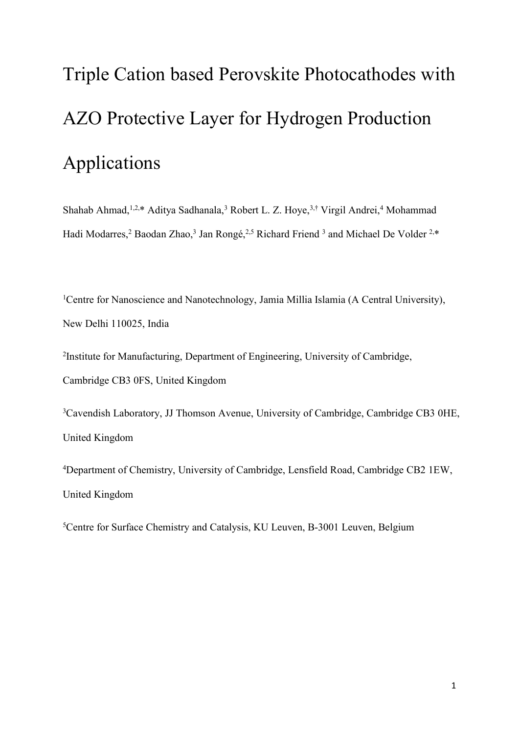# Triple Cation based Perovskite Photocathodes with AZO Protective Layer for Hydrogen Production Applications

Shahab Ahmad,[1,2,*] Aditya Sadhanala,[3] Robert L. Z. Hoye,[3,†] Virgil Andrei,[4] Mohammad Hadi Modarres,[2] Baodan Zhao,[3] Jan Rongé,[2,5] Richard Friend [3] and Michael De Volder [2,*]

[1]Centre for Nanoscience and Nanotechnology, Jamia Millia Islamia (A Central University), New Delhi 110025, India

[2]Institute for Manufacturing, Department of Engineering, University of Cambridge, Cambridge CB3 0FS, United Kingdom

[3]Cavendish Laboratory, JJ Thomson Avenue, University of Cambridge, Cambridge CB3 0HE, United Kingdom

[4]Department of Chemistry, University of Cambridge, Lensfield Road, Cambridge CB2 1EW, United Kingdom

[5]Centre for Surface Chemistry and Catalysis, KU Leuven, B-3001 Leuven, Belgium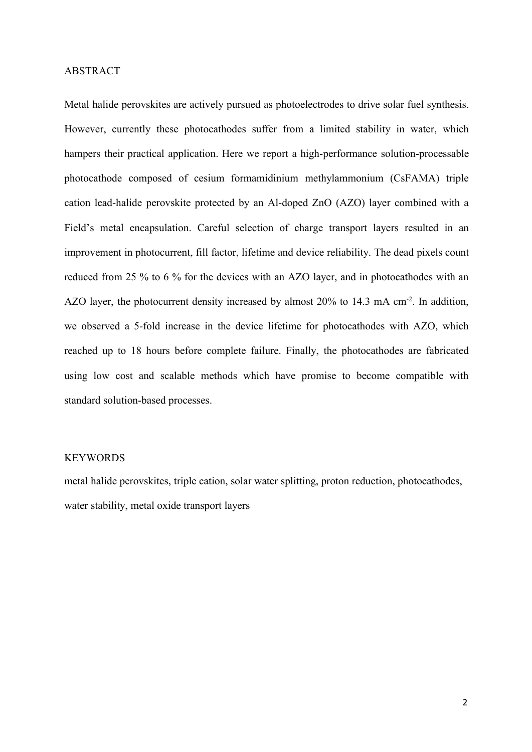## ABSTRACT

Metal halide perovskites are actively pursued as photoelectrodes to drive solar fuel synthesis. However, currently these photocathodes suffer from a limited stability in water, which hampers their practical application. Here we report a high-performance solution-processable photocathode composed of cesium formamidinium methylammonium (CsFAMA) triple cation lead-halide perovskite protected by an Al-doped ZnO (AZO) layer combined with a Field's metal encapsulation. Careful selection of charge transport layers resulted in an improvement in photocurrent, fill factor, lifetime and device reliability. The dead pixels count reduced from 25 % to 6 % for the devices with an AZO layer, and in photocathodes with an AZO layer, the photocurrent density increased by almost 20% to 14.3 mA $cm^{-2}$. In addition, we observed a 5-fold increase in the device lifetime for photocathodes with AZO, which reached up to 18 hours before complete failure. Finally, the photocathodes are fabricated using low cost and scalable methods which have promise to become compatible with standard solution-based processes.

## KEYWORDS

metal halide perovskites, triple cation, solar water splitting, proton reduction, photocathodes, water stability, metal oxide transport layers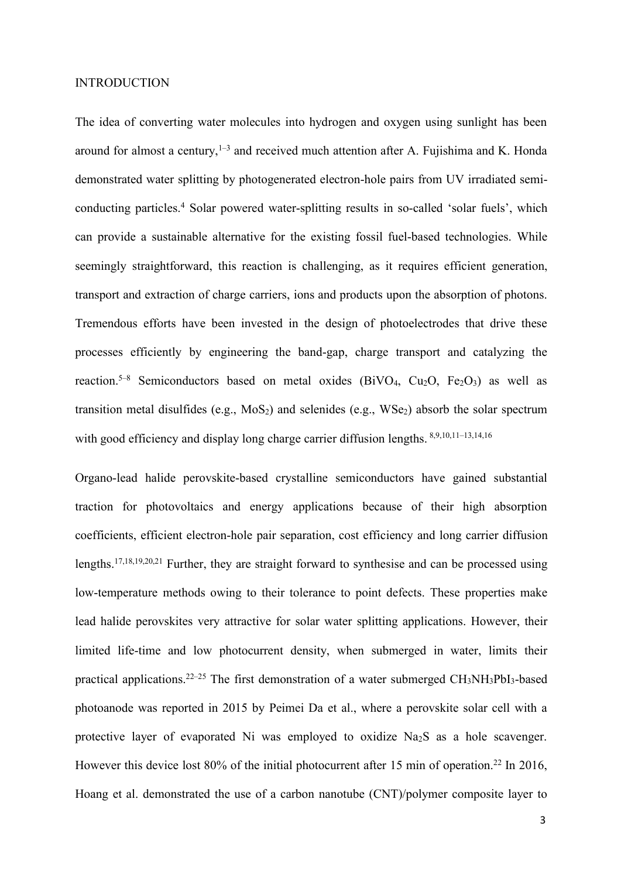# INTRODUCTION

The idea of converting water molecules into hydrogen and oxygen using sunlight has been around for almost a century,[1–3] and received much attention after A. Fujishima and K. Honda demonstrated water splitting by photogenerated electron-hole pairs from UV irradiated semi-conducting particles.[4] Solar powered water-splitting results in so-called 'solar fuels', which can provide a sustainable alternative for the existing fossil fuel-based technologies. While seemingly straightforward, this reaction is challenging, as it requires efficient generation, transport and extraction of charge carriers, ions and products upon the absorption of photons. Tremendous efforts have been invested in the design of photoelectrodes that drive these processes efficiently by engineering the band-gap, charge transport and catalyzing the reaction.[5–8] Semiconductors based on metal oxides ($BiVO_4$, $Cu_2O$, $Fe_2O_3$) as well as transition metal disulfides (e.g., $MoS_2$) and selenides (e.g., $WSe_2$) absorb the solar spectrum with good efficiency and display long charge carrier diffusion lengths. [8,9,10,11–13,14,16]

Organo-lead halide perovskite-based crystalline semiconductors have gained substantial traction for photovoltaics and energy applications because of their high absorption coefficients, efficient electron-hole pair separation, cost efficiency and long carrier diffusion lengths.[17,18,19,20,21] Further, they are straight forward to synthesise and can be processed using low-temperature methods owing to their tolerance to point defects. These properties make lead halide perovskites very attractive for solar water splitting applications. However, their limited life-time and low photocurrent density, when submerged in water, limits their practical applications.[22–25] The first demonstration of a water submerged $CH_3NH_3PbI_3$-based photoanode was reported in 2015 by Peimei Da et al., where a perovskite solar cell with a protective layer of evaporated Ni was employed to oxidize $Na_2S$ as a hole scavenger. However this device lost 80% of the initial photocurrent after 15 min of operation.[22] In 2016, Hoang et al. demonstrated the use of a carbon nanotube (CNT)/polymer composite layer to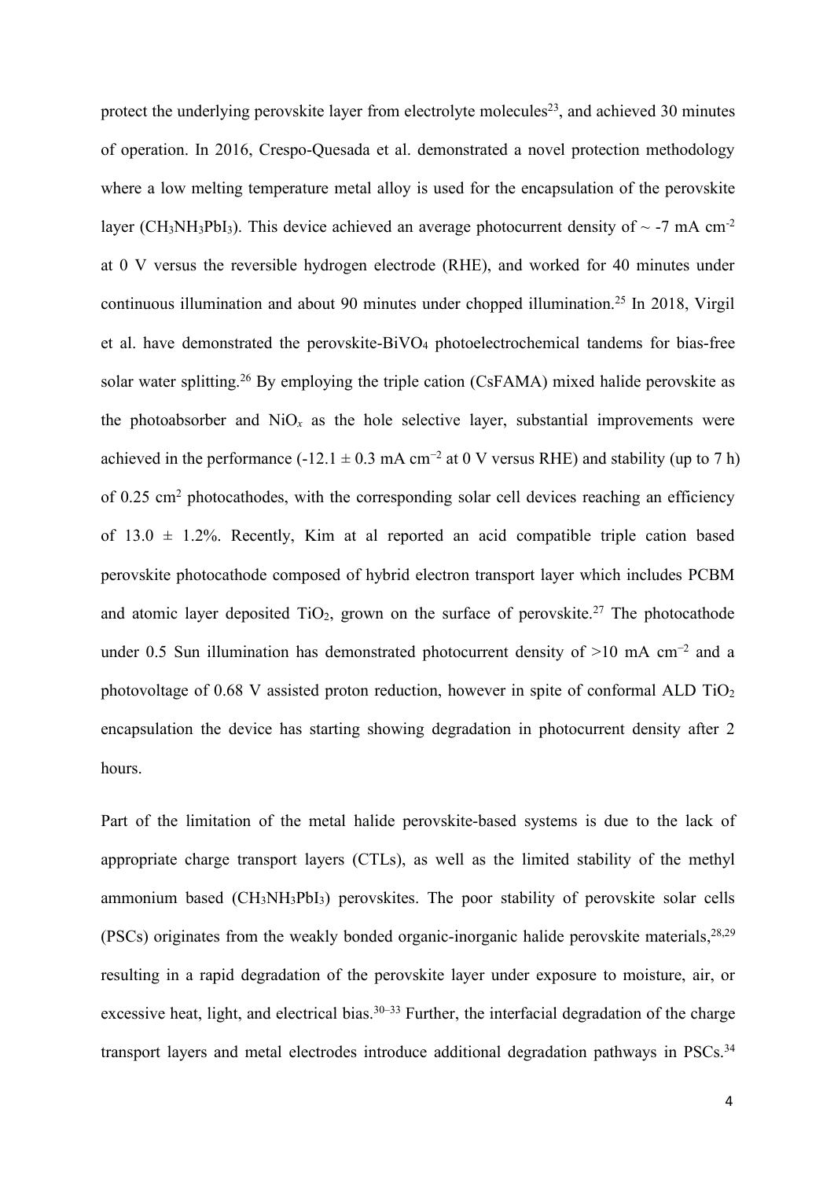protect the underlying perovskite layer from electrolyte molecules[23], and achieved 30 minutes of operation. In 2016, Crespo-Quesada et al. demonstrated a novel protection methodology where a low melting temperature metal alloy is used for the encapsulation of the perovskite layer ($CH_3NH_3PbI_3$). This device achieved an average photocurrent density of ~ -7 mA $cm^{-2}$ at 0 V versus the reversible hydrogen electrode (RHE), and worked for 40 minutes under continuous illumination and about 90 minutes under chopped illumination.[25] In 2018, Virgil et al. have demonstrated the perovskite-$BiVO_4$ photoelectrochemical tandems for bias-free solar water splitting.[26] By employing the triple cation (CsFAMA) mixed halide perovskite as the photoabsorber and $NiO_x$ as the hole selective layer, substantial improvements were achieved in the performance (-12.1 ± 0.3 mA $cm^{-2}$ at 0 V versus RHE) and stability (up to 7 h) of 0.25 $cm^2$ photocathodes, with the corresponding solar cell devices reaching an efficiency of 13.0 ± 1.2%. Recently, Kim at al reported an acid compatible triple cation based perovskite photocathode composed of hybrid electron transport layer which includes PCBM and atomic layer deposited $TiO_2$, grown on the surface of perovskite.[27] The photocathode under 0.5 Sun illumination has demonstrated photocurrent density of >10 mA $cm^{-2}$ and a photovoltage of 0.68 V assisted proton reduction, however in spite of conformal ALD $TiO_2$ encapsulation the device has starting showing degradation in photocurrent density after 2 hours.

Part of the limitation of the metal halide perovskite-based systems is due to the lack of appropriate charge transport layers (CTLs), as well as the limited stability of the methyl ammonium based ($CH_3NH_3PbI_3$) perovskites. The poor stability of perovskite solar cells (PSCs) originates from the weakly bonded organic-inorganic halide perovskite materials,[28,29] resulting in a rapid degradation of the perovskite layer under exposure to moisture, air, or excessive heat, light, and electrical bias.[30–33] Further, the interfacial degradation of the charge transport layers and metal electrodes introduce additional degradation pathways in PSCs.[34]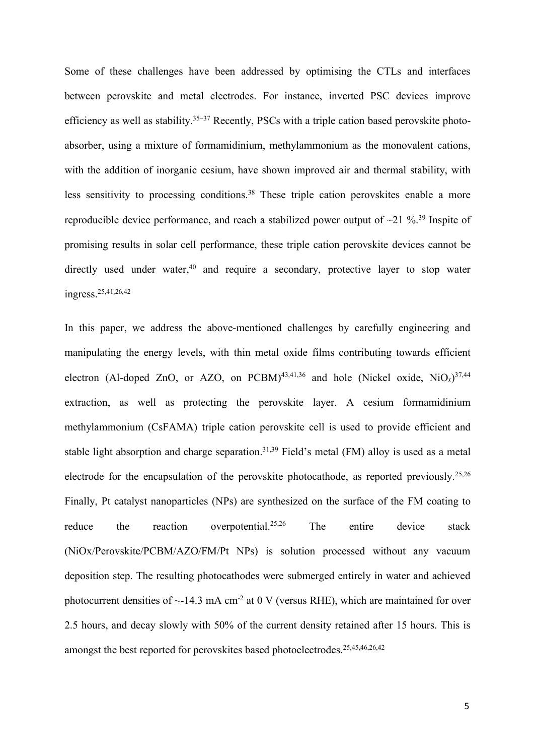Some of these challenges have been addressed by optimising the CTLs and interfaces between perovskite and metal electrodes. For instance, inverted PSC devices improve efficiency as well as stability.[35–37] Recently, PSCs with a triple cation based perovskite photo-absorber, using a mixture of formamidinium, methylammonium as the monovalent cations, with the addition of inorganic cesium, have shown improved air and thermal stability, with less sensitivity to processing conditions.[38] These triple cation perovskites enable a more reproducible device performance, and reach a stabilized power output of ~21 %.[39] Inspite of promising results in solar cell performance, these triple cation perovskite devices cannot be directly used under water,[40] and require a secondary, protective layer to stop water ingress.[25,41,26,42]

In this paper, we address the above-mentioned challenges by carefully engineering and manipulating the energy levels, with thin metal oxide films contributing towards efficient electron (Al-doped ZnO, or AZO, on PCBM)[43,41,36] and hole (Nickel oxide, $NiO_x$)[37,44] extraction, as well as protecting the perovskite layer. A cesium formamidinium methylammonium (CsFAMA) triple cation perovskite cell is used to provide efficient and stable light absorption and charge separation.[31,39] Field's metal (FM) alloy is used as a metal electrode for the encapsulation of the perovskite photocathode, as reported previously.[25,26] Finally, Pt catalyst nanoparticles (NPs) are synthesized on the surface of the FM coating to reduce the reaction overpotential.[25,26] The entire device stack (NiOx/Perovskite/PCBM/AZO/FM/Pt NPs) is solution processed without any vacuum deposition step. The resulting photocathodes were submerged entirely in water and achieved photocurrent densities of ~-14.3 mA $cm^{-2}$ at 0 V (versus RHE), which are maintained for over 2.5 hours, and decay slowly with 50% of the current density retained after 15 hours. This is amongst the best reported for perovskites based photoelectrodes.[25,45,46,26,42]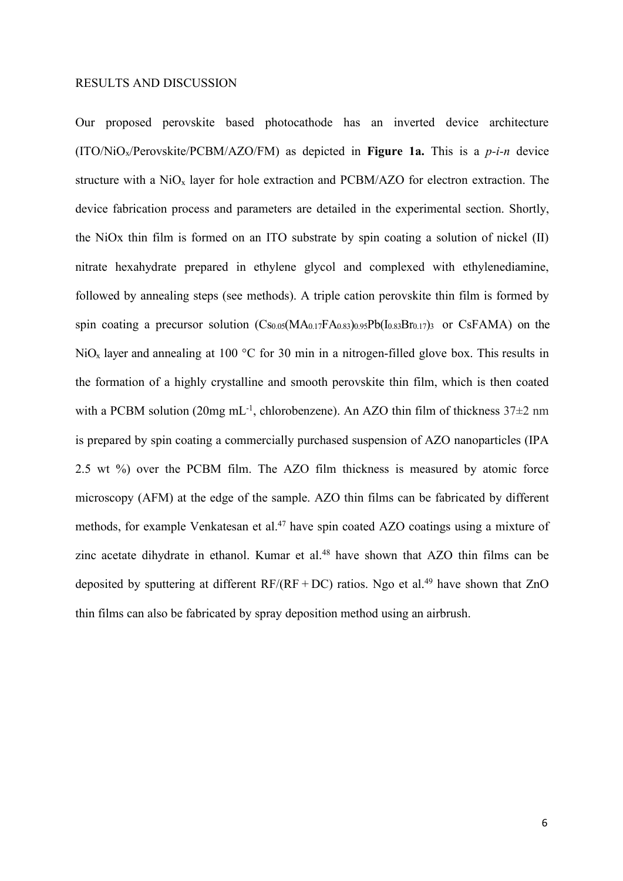## RESULTS AND DISCUSSION

Our proposed perovskite based photocathode has an inverted device architecture (ITO/$NiO_x$/Perovskite/PCBM/AZO/FM) as depicted in **Figure 1a.** This is a *p-i-n* device structure with a $NiO_x$ layer for hole extraction and PCBM/AZO for electron extraction. The device fabrication process and parameters are detailed in the experimental section. Shortly, the NiOx thin film is formed on an ITO substrate by spin coating a solution of nickel (II) nitrate hexahydrate prepared in ethylene glycol and complexed with ethylenediamine, followed by annealing steps (see methods). A triple cation perovskite thin film is formed by spin coating a precursor solution ($Cs_{0.05}(MA_{0.17}FA_{0.83})_{0.95}Pb(I_{0.83}Br_{0.17})_3$ or CsFAMA) on the $NiO_x$ layer and annealing at 100 °C for 30 min in a nitrogen-filled glove box. This results in the formation of a highly crystalline and smooth perovskite thin film, which is then coated with a PCBM solution (20mg $mL^{-1}$, chlorobenzene). An AZO thin film of thickness 37±2 nm is prepared by spin coating a commercially purchased suspension of AZO nanoparticles (IPA 2.5 wt %) over the PCBM film. The AZO film thickness is measured by atomic force microscopy (AFM) at the edge of the sample. AZO thin films can be fabricated by different methods, for example Venkatesan et al.[47] have spin coated AZO coatings using a mixture of zinc acetate dihydrate in ethanol. Kumar et al.[48] have shown that AZO thin films can be deposited by sputtering at different RF/(RF + DC) ratios. Ngo et al.[49] have shown that ZnO thin films can also be fabricated by spray deposition method using an airbrush.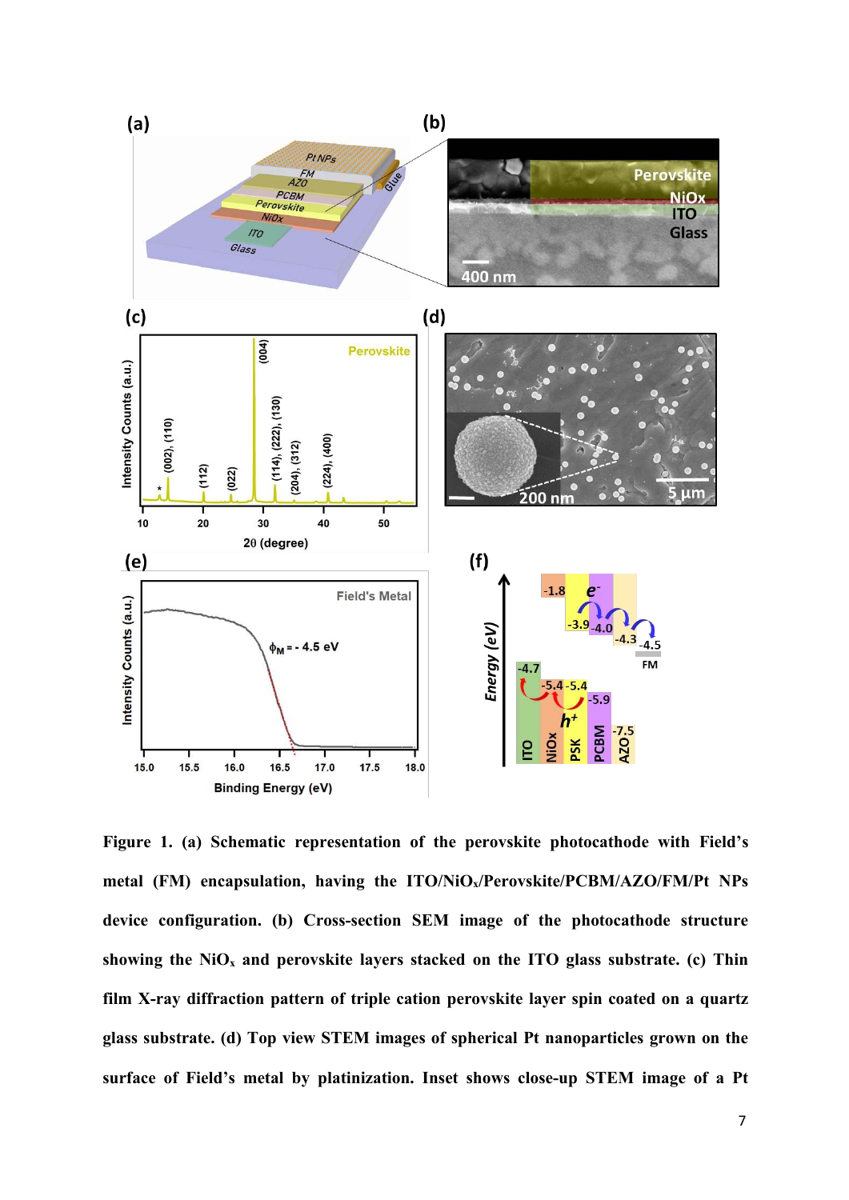**Figure 1. (a) Schematic representation of the perovskite photocathode with Field's metal (FM) encapsulation, having the ITO/NiO$_x$/Perovskite/PCBM/AZO/FM/Pt NPs device configuration. (b) Cross-section SEM image of the photocathode structure showing the NiO$_x$ and perovskite layers stacked on the ITO glass substrate. (c) Thin film X-ray diffraction pattern of triple cation perovskite layer spin coated on a quartz glass substrate. (d) Top view STEM images of spherical Pt nanoparticles grown on the surface of Field's metal by platinization. Inset shows close-up STEM image of a Pt**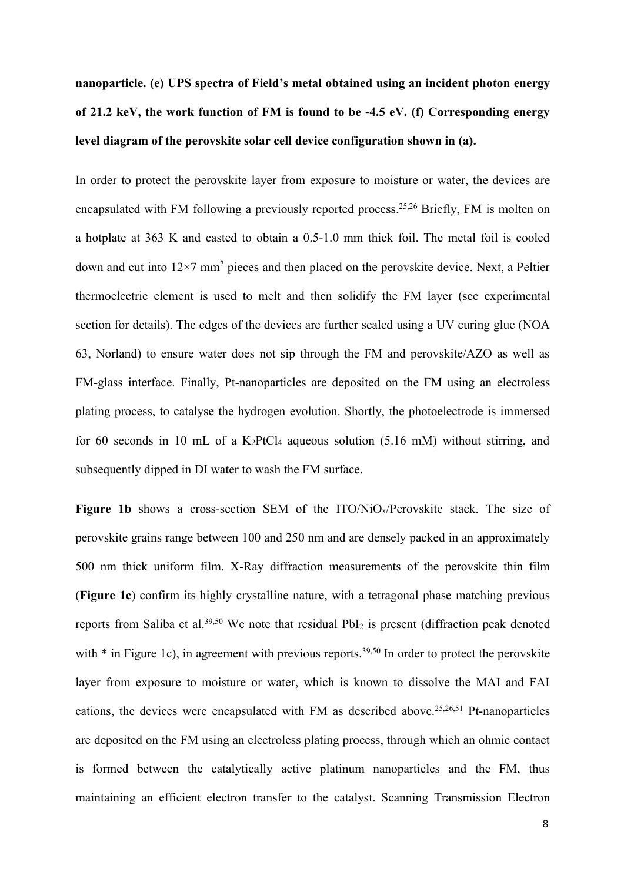**nanoparticle. (e) UPS spectra of Field's metal obtained using an incident photon energy of 21.2 keV, the work function of FM is found to be -4.5 eV. (f) Corresponding energy level diagram of the perovskite solar cell device configuration shown in (a).**

In order to protect the perovskite layer from exposure to moisture or water, the devices are encapsulated with FM following a previously reported process.[25,26] Briefly, FM is molten on a hotplate at 363 K and casted to obtain a 0.5-1.0 mm thick foil. The metal foil is cooled down and cut into 12×7 mm$^2$ pieces and then placed on the perovskite device. Next, a Peltier thermoelectric element is used to melt and then solidify the FM layer (see experimental section for details). The edges of the devices are further sealed using a UV curing glue (NOA 63, Norland) to ensure water does not sip through the FM and perovskite/AZO as well as FM-glass interface. Finally, Pt-nanoparticles are deposited on the FM using an electroless plating process, to catalyse the hydrogen evolution. Shortly, the photoelectrode is immersed for 60 seconds in 10 mL of a $K_2PtCl_4$ aqueous solution (5.16 mM) without stirring, and subsequently dipped in DI water to wash the FM surface.

**Figure 1b** shows a cross-section SEM of the ITO/$NiO_x$/Perovskite stack. The size of perovskite grains range between 100 and 250 nm and are densely packed in an approximately 500 nm thick uniform film. X-Ray diffraction measurements of the perovskite thin film (**Figure 1c**) confirm its highly crystalline nature, with a tetragonal phase matching previous reports from Saliba et al.[39,50] We note that residual $PbI_2$ is present (diffraction peak denoted with * in Figure 1c), in agreement with previous reports.[39,50] In order to protect the perovskite layer from exposure to moisture or water, which is known to dissolve the MAI and FAI cations, the devices were encapsulated with FM as described above.[25,26,51] Pt-nanoparticles are deposited on the FM using an electroless plating process, through which an ohmic contact is formed between the catalytically active platinum nanoparticles and the FM, thus maintaining an efficient electron transfer to the catalyst. Scanning Transmission Electron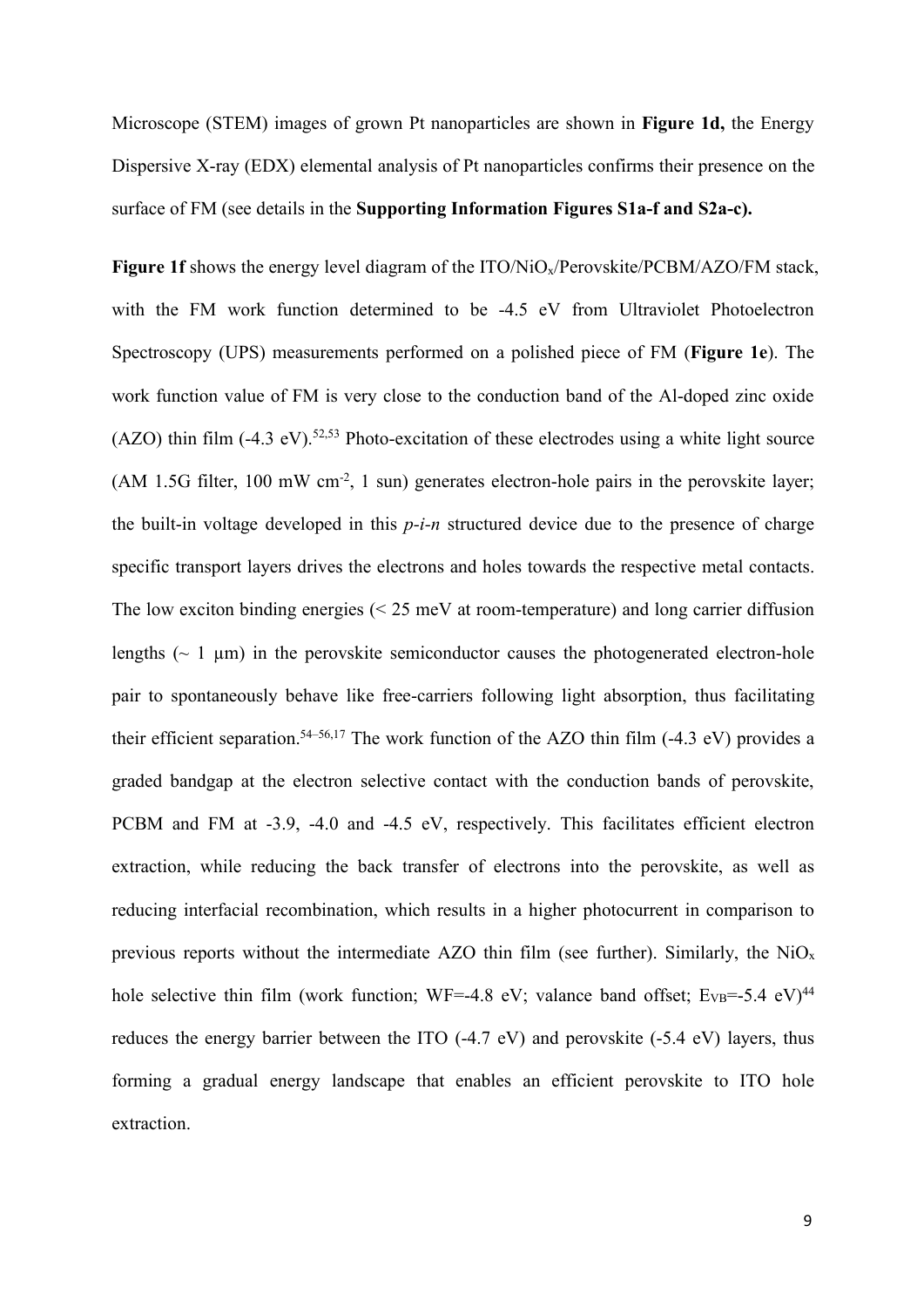Microscope (STEM) images of grown Pt nanoparticles are shown in **Figure 1d,** the Energy Dispersive X-ray (EDX) elemental analysis of Pt nanoparticles confirms their presence on the surface of FM (see details in the **Supporting Information Figures S1a-f and S2a-c).**

**Figure 1f** shows the energy level diagram of the ITO/$NiO_x$/Perovskite/PCBM/AZO/FM stack, with the FM work function determined to be -4.5 eV from Ultraviolet Photoelectron Spectroscopy (UPS) measurements performed on a polished piece of FM (**Figure 1e**). The work function value of FM is very close to the conduction band of the Al-doped zinc oxide (AZO) thin film (-4.3 eV).[52,53] Photo-excitation of these electrodes using a white light source (AM 1.5G filter, 100 mW $cm^{-2}$, 1 sun) generates electron-hole pairs in the perovskite layer; the built-in voltage developed in this *p-i-n* structured device due to the presence of charge specific transport layers drives the electrons and holes towards the respective metal contacts. The low exciton binding energies (< 25 meV at room-temperature) and long carrier diffusion lengths (~ 1 μm) in the perovskite semiconductor causes the photogenerated electron-hole pair to spontaneously behave like free-carriers following light absorption, thus facilitating their efficient separation.[54–56,17] The work function of the AZO thin film (-4.3 eV) provides a graded bandgap at the electron selective contact with the conduction bands of perovskite, PCBM and FM at -3.9, -4.0 and -4.5 eV, respectively. This facilitates efficient electron extraction, while reducing the back transfer of electrons into the perovskite, as well as reducing interfacial recombination, which results in a higher photocurrent in comparison to previous reports without the intermediate AZO thin film (see further). Similarly, the $NiO_x$ hole selective thin film (work function; WF=-4.8 eV; valance band offset; $E_{VB}$=-5.4 eV)[44] reduces the energy barrier between the ITO (-4.7 eV) and perovskite (-5.4 eV) layers, thus forming a gradual energy landscape that enables an efficient perovskite to ITO hole extraction.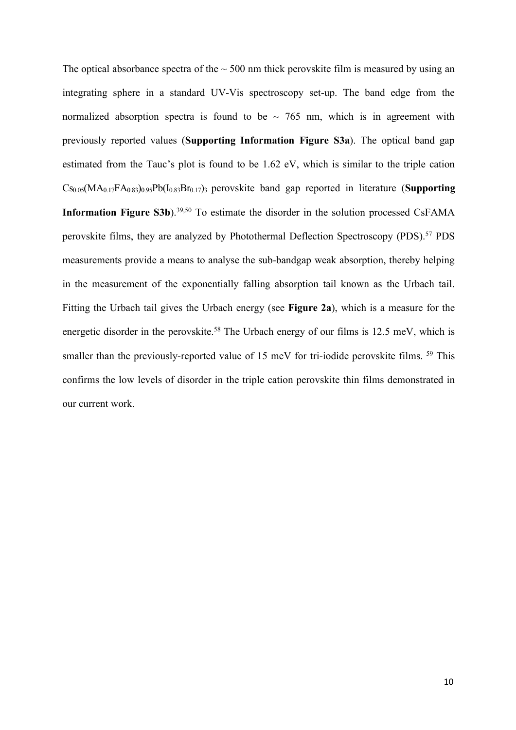The optical absorbance spectra of the ~ 500 nm thick perovskite film is measured by using an integrating sphere in a standard UV-Vis spectroscopy set-up. The band edge from the normalized absorption spectra is found to be ~ 765 nm, which is in agreement with previously reported values (**Supporting Information Figure S3a**). The optical band gap estimated from the Tauc's plot is found to be 1.62 eV, which is similar to the triple cation $Cs_{0.05}(MA_{0.17}FA_{0.83})_{0.95}Pb(I_{0.83}Br_{0.17})_3$ perovskite band gap reported in literature (**Supporting Information Figure S3b**).[39,50] To estimate the disorder in the solution processed CsFAMA perovskite films, they are analyzed by Photothermal Deflection Spectroscopy (PDS).[57] PDS measurements provide a means to analyse the sub-bandgap weak absorption, thereby helping in the measurement of the exponentially falling absorption tail known as the Urbach tail. Fitting the Urbach tail gives the Urbach energy (see **Figure 2a**), which is a measure for the energetic disorder in the perovskite.[58] The Urbach energy of our films is 12.5 meV, which is smaller than the previously-reported value of 15 meV for tri-iodide perovskite films. [59] This confirms the low levels of disorder in the triple cation perovskite thin films demonstrated in our current work.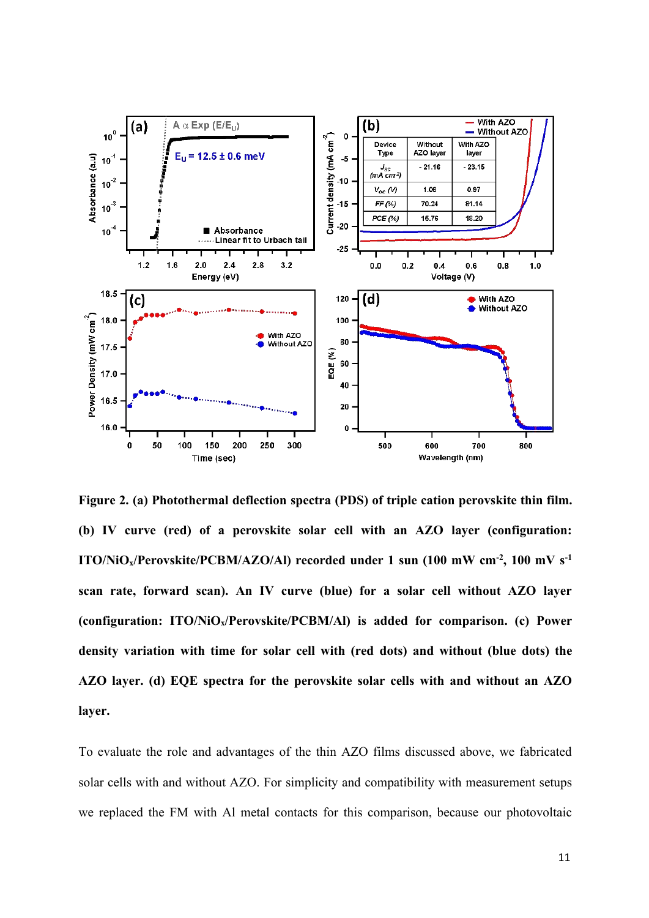**Figure 2. (a) Photothermal deflection spectra (PDS) of triple cation perovskite thin film. (b) IV curve (red) of a perovskite solar cell with an AZO layer (configuration: ITO/NiO$_x$/Perovskite/PCBM/AZO/Al) recorded under 1 sun (100 mW cm$^{-2}$, 100 mV s$^{-1}$ scan rate, forward scan). An IV curve (blue) for a solar cell without AZO layer (configuration: ITO/NiO$_x$/Perovskite/PCBM/Al) is added for comparison. (c) Power density variation with time for solar cell with (red dots) and without (blue dots) the AZO layer. (d) EQE spectra for the perovskite solar cells with and without an AZO layer.**

To evaluate the role and advantages of the thin AZO films discussed above, we fabricated solar cells with and without AZO. For simplicity and compatibility with measurement setups we replaced the FM with Al metal contacts for this comparison, because our photovoltaic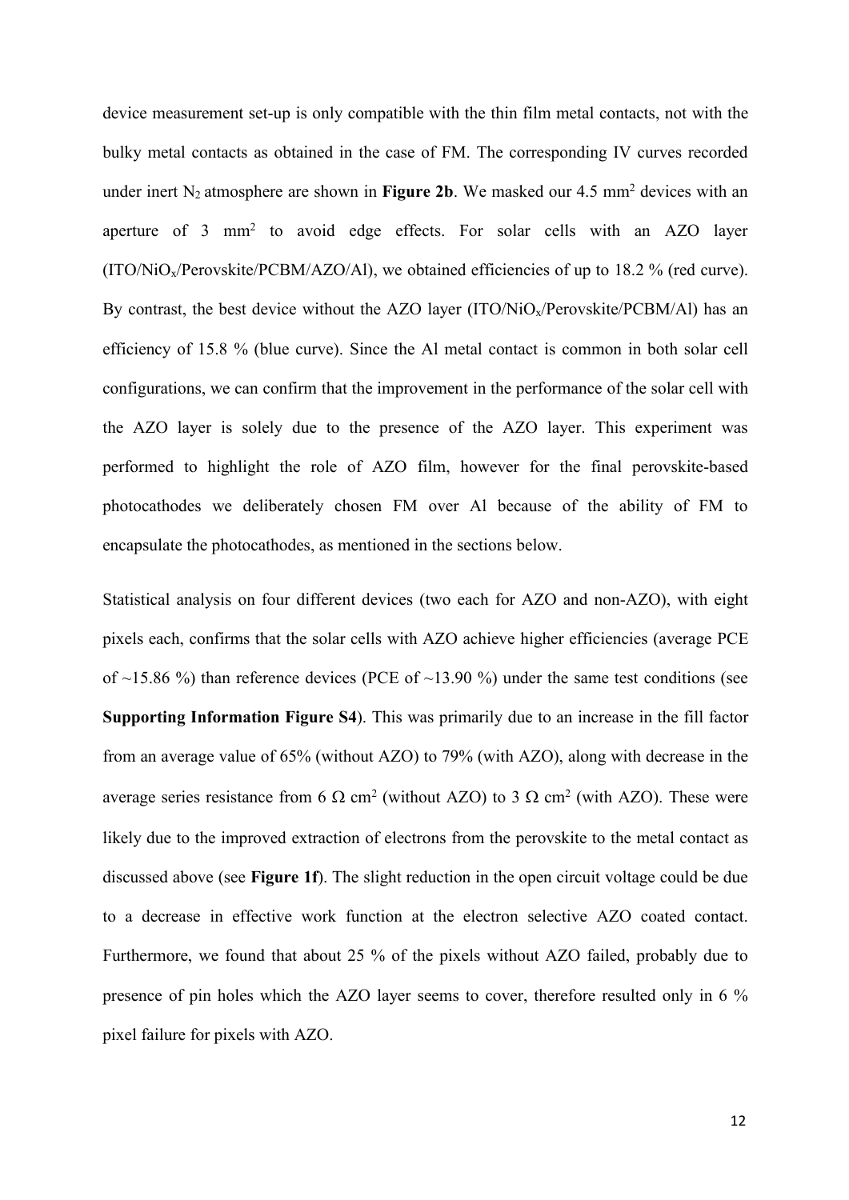device measurement set-up is only compatible with the thin film metal contacts, not with the bulky metal contacts as obtained in the case of FM. The corresponding IV curves recorded under inert $N_2$ atmosphere are shown in **Figure 2b**. We masked our 4.5 $mm^2$ devices with an aperture of 3 $mm^2$ to avoid edge effects. For solar cells with an AZO layer (ITO/$NiO_x$/Perovskite/PCBM/AZO/Al), we obtained efficiencies of up to 18.2 % (red curve). By contrast, the best device without the AZO layer (ITO/$NiO_x$/Perovskite/PCBM/Al) has an efficiency of 15.8 % (blue curve). Since the Al metal contact is common in both solar cell configurations, we can confirm that the improvement in the performance of the solar cell with the AZO layer is solely due to the presence of the AZO layer. This experiment was performed to highlight the role of AZO film, however for the final perovskite-based photocathodes we deliberately chosen FM over Al because of the ability of FM to encapsulate the photocathodes, as mentioned in the sections below.

Statistical analysis on four different devices (two each for AZO and non-AZO), with eight pixels each, confirms that the solar cells with AZO achieve higher efficiencies (average PCE of ~15.86 %) than reference devices (PCE of ~13.90 %) under the same test conditions (see **Supporting Information Figure S4**). This was primarily due to an increase in the fill factor from an average value of 65% (without AZO) to 79% (with AZO), along with decrease in the average series resistance from 6 $\Omega$ $cm^2$ (without AZO) to 3 $\Omega$ $cm^2$ (with AZO). These were likely due to the improved extraction of electrons from the perovskite to the metal contact as discussed above (see **Figure 1f**). The slight reduction in the open circuit voltage could be due to a decrease in effective work function at the electron selective AZO coated contact. Furthermore, we found that about 25 % of the pixels without AZO failed, probably due to presence of pin holes which the AZO layer seems to cover, therefore resulted only in 6 % pixel failure for pixels with AZO.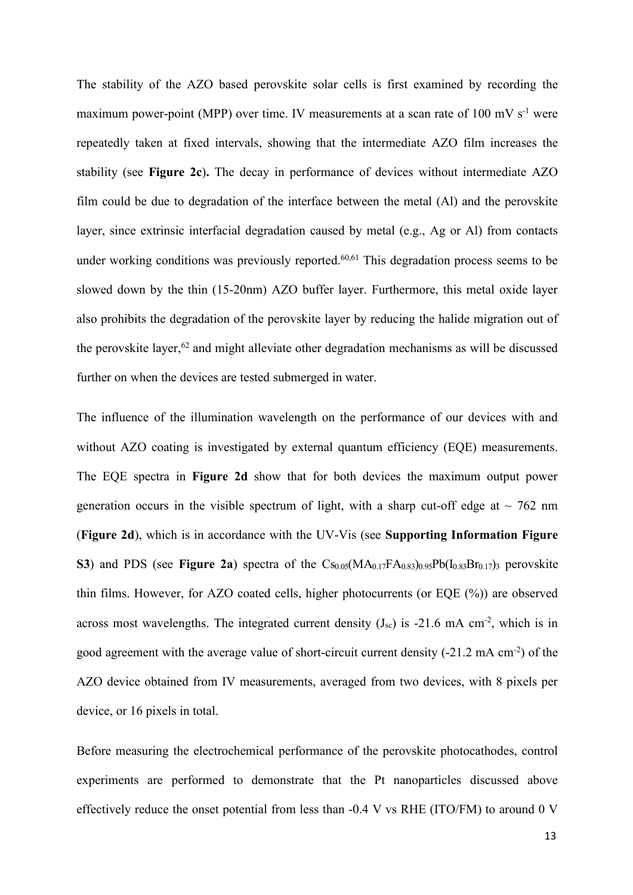The stability of the AZO based perovskite solar cells is first examined by recording the maximum power-point (MPP) over time. IV measurements at a scan rate of 100 mV $s^{-1}$ were repeatedly taken at fixed intervals, showing that the intermediate AZO film increases the stability (see **Figure 2c**). The decay in performance of devices without intermediate AZO film could be due to degradation of the interface between the metal (Al) and the perovskite layer, since extrinsic interfacial degradation caused by metal (e.g., Ag or Al) from contacts under working conditions was previously reported.[60,61] This degradation process seems to be slowed down by the thin (15-20nm) AZO buffer layer. Furthermore, this metal oxide layer also prohibits the degradation of the perovskite layer by reducing the halide migration out of the perovskite layer,[62] and might alleviate other degradation mechanisms as will be discussed further on when the devices are tested submerged in water.

The influence of the illumination wavelength on the performance of our devices with and without AZO coating is investigated by external quantum efficiency (EQE) measurements. The EQE spectra in **Figure 2d** show that for both devices the maximum output power generation occurs in the visible spectrum of light, with a sharp cut-off edge at ~ 762 nm (**Figure 2d**), which is in accordance with the UV-Vis (see **Supporting Information Figure S3**) and PDS (see **Figure 2a**) spectra of the $Cs_{0.05}(MA_{0.17}FA_{0.83})_{0.95}Pb(I_{0.83}Br_{0.17})_3$ perovskite thin films. However, for AZO coated cells, higher photocurrents (or EQE (%)) are observed across most wavelengths. The integrated current density ($J_{sc}$) is -21.6 mA $cm^{-2}$, which is in good agreement with the average value of short-circuit current density (-21.2 mA $cm^{-2}$) of the AZO device obtained from IV measurements, averaged from two devices, with 8 pixels per device, or 16 pixels in total.

Before measuring the electrochemical performance of the perovskite photocathodes, control experiments are performed to demonstrate that the Pt nanoparticles discussed above effectively reduce the onset potential from less than -0.4 V vs RHE (ITO/FM) to around 0 V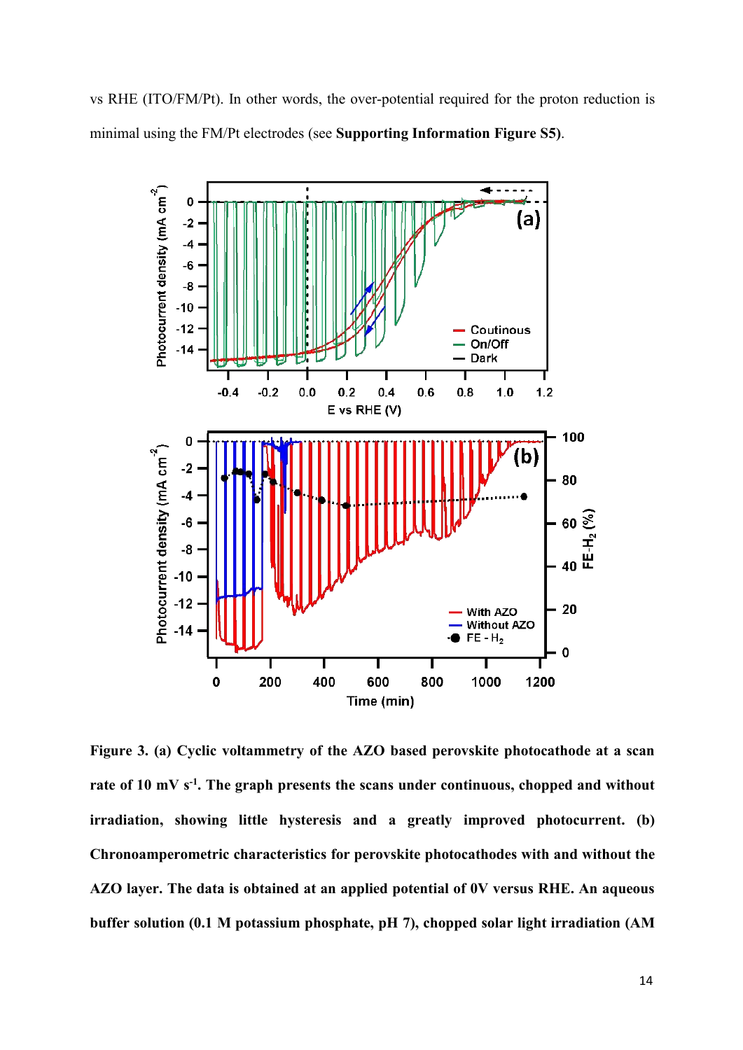vs RHE (ITO/FM/Pt). In other words, the over-potential required for the proton reduction is minimal using the FM/Pt electrodes (see **Supporting Information Figure S5**).

**Figure 3. (a) Cyclic voltammetry of the AZO based perovskite photocathode at a scan rate of 10 mV $s^{-1}$. The graph presents the scans under continuous, chopped and without irradiation, showing little hysteresis and a greatly improved photocurrent. (b) Chronoamperometric characteristics for perovskite photocathodes with and without the AZO layer. The data is obtained at an applied potential of 0V versus RHE. An aqueous buffer solution (0.1 M potassium phosphate, pH 7), chopped solar light irradiation (AM**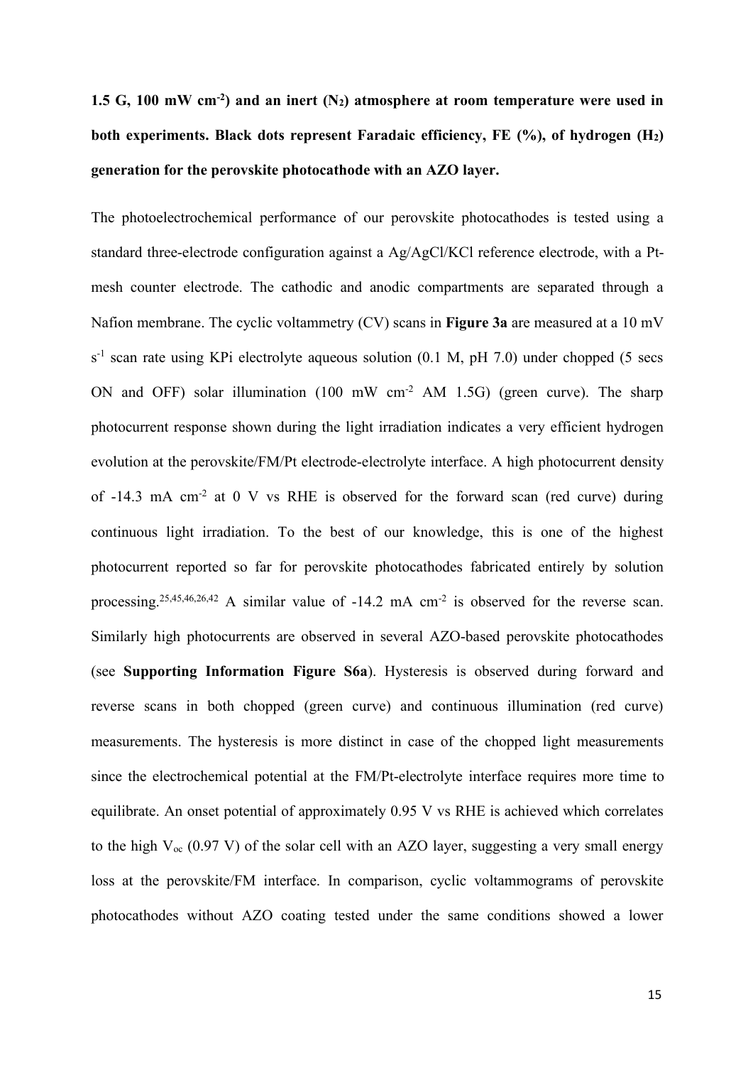**1.5 G, 100 mW cm$^{-2}$) and an inert ($N_2$) atmosphere at room temperature were used in both experiments. Black dots represent Faradaic efficiency, FE (%), of hydrogen ($H_2$) generation for the perovskite photocathode with an AZO layer.**

The photoelectrochemical performance of our perovskite photocathodes is tested using a standard three-electrode configuration against a Ag/AgCl/KCl reference electrode, with a Pt-mesh counter electrode. The cathodic and anodic compartments are separated through a Nafion membrane. The cyclic voltammetry (CV) scans in **Figure 3a** are measured at a 10 mV s$^{-1}$ scan rate using KPi electrolyte aqueous solution (0.1 M, pH 7.0) under chopped (5 secs ON and OFF) solar illumination (100 mW cm$^{-2}$ AM 1.5G) (green curve). The sharp photocurrent response shown during the light irradiation indicates a very efficient hydrogen evolution at the perovskite/FM/Pt electrode-electrolyte interface. A high photocurrent density of -14.3 mA cm$^{-2}$ at 0 V vs RHE is observed for the forward scan (red curve) during continuous light irradiation. To the best of our knowledge, this is one of the highest photocurrent reported so far for perovskite photocathodes fabricated entirely by solution processing.[25,45,46,26,42] A similar value of -14.2 mA cm$^{-2}$ is observed for the reverse scan. Similarly high photocurrents are observed in several AZO-based perovskite photocathodes (see **Supporting Information Figure S6a**). Hysteresis is observed during forward and reverse scans in both chopped (green curve) and continuous illumination (red curve) measurements. The hysteresis is more distinct in case of the chopped light measurements since the electrochemical potential at the FM/Pt-electrolyte interface requires more time to equilibrate. An onset potential of approximately 0.95 V vs RHE is achieved which correlates to the high $V_{oc}$ (0.97 V) of the solar cell with an AZO layer, suggesting a very small energy loss at the perovskite/FM interface. In comparison, cyclic voltammograms of perovskite photocathodes without AZO coating tested under the same conditions showed a lower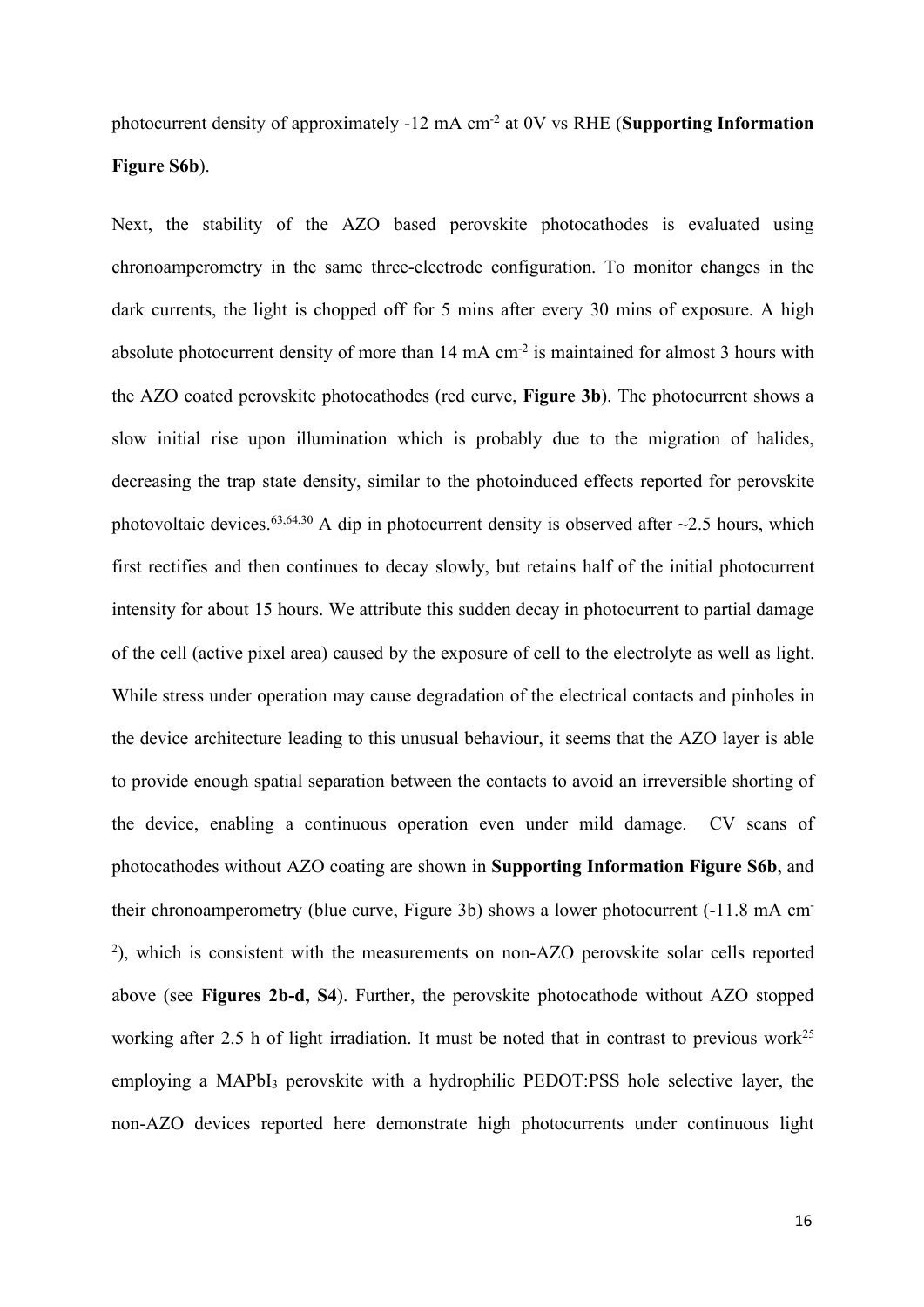photocurrent density of approximately -12 mA $cm^{-2}$ at 0V vs RHE (**Supporting Information Figure S6b**).

Next, the stability of the AZO based perovskite photocathodes is evaluated using chronoamperometry in the same three-electrode configuration. To monitor changes in the dark currents, the light is chopped off for 5 mins after every 30 mins of exposure. A high absolute photocurrent density of more than 14 mA $cm^{-2}$ is maintained for almost 3 hours with the AZO coated perovskite photocathodes (red curve, **Figure 3b**). The photocurrent shows a slow initial rise upon illumination which is probably due to the migration of halides, decreasing the trap state density, similar to the photoinduced effects reported for perovskite photovoltaic devices.[63,64,30] A dip in photocurrent density is observed after ~2.5 hours, which first rectifies and then continues to decay slowly, but retains half of the initial photocurrent intensity for about 15 hours. We attribute this sudden decay in photocurrent to partial damage of the cell (active pixel area) caused by the exposure of cell to the electrolyte as well as light. While stress under operation may cause degradation of the electrical contacts and pinholes in the device architecture leading to this unusual behaviour, it seems that the AZO layer is able to provide enough spatial separation between the contacts to avoid an irreversible shorting of the device, enabling a continuous operation even under mild damage. CV scans of photocathodes without AZO coating are shown in **Supporting Information Figure S6b**, and their chronoamperometry (blue curve, Figure 3b) shows a lower photocurrent (-11.8 mA $cm^{-2}$), which is consistent with the measurements on non-AZO perovskite solar cells reported above (see **Figures 2b-d, S4**). Further, the perovskite photocathode without AZO stopped working after 2.5 h of light irradiation. It must be noted that in contrast to previous work[25] employing a $MAPbI_3$ perovskite with a hydrophilic PEDOT:PSS hole selective layer, the non-AZO devices reported here demonstrate high photocurrents under continuous light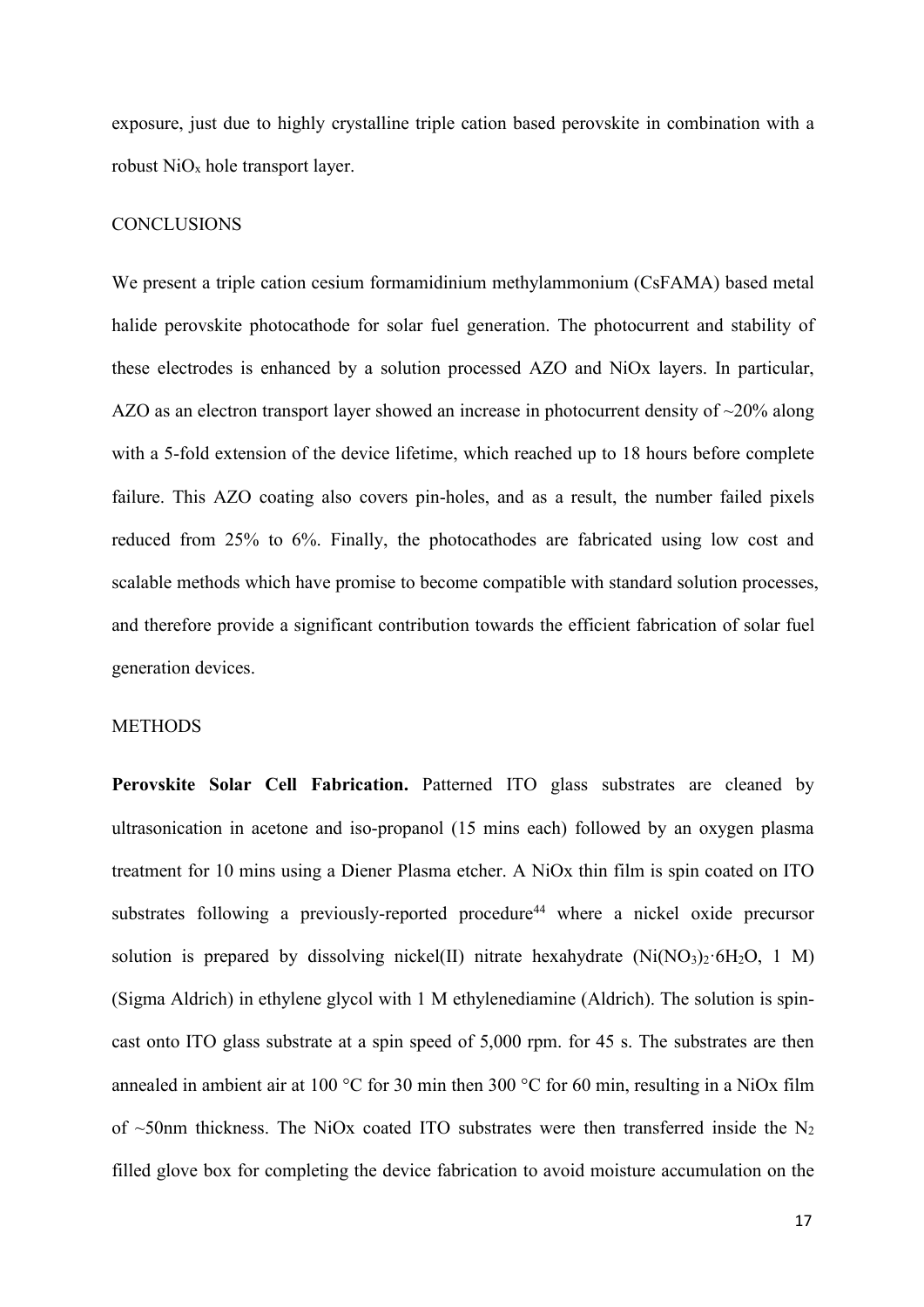exposure, just due to highly crystalline triple cation based perovskite in combination with a robust $NiO_x$ hole transport layer.

## CONCLUSIONS

We present a triple cation cesium formamidinium methylammonium (CsFAMA) based metal halide perovskite photocathode for solar fuel generation. The photocurrent and stability of these electrodes is enhanced by a solution processed AZO and NiOx layers. In particular, AZO as an electron transport layer showed an increase in photocurrent density of ~20% along with a 5-fold extension of the device lifetime, which reached up to 18 hours before complete failure. This AZO coating also covers pin-holes, and as a result, the number failed pixels reduced from 25% to 6%. Finally, the photocathodes are fabricated using low cost and scalable methods which have promise to become compatible with standard solution processes, and therefore provide a significant contribution towards the efficient fabrication of solar fuel generation devices.

## METHODS

**Perovskite Solar Cell Fabrication.** Patterned ITO glass substrates are cleaned by ultrasonication in acetone and iso-propanol (15 mins each) followed by an oxygen plasma treatment for 10 mins using a Diener Plasma etcher. A NiOx thin film is spin coated on ITO substrates following a previously-reported procedure[44] where a nickel oxide precursor solution is prepared by dissolving nickel(II) nitrate hexahydrate ($Ni(NO_3)_2 \cdot 6H_2O$, 1 M) (Sigma Aldrich) in ethylene glycol with 1 M ethylenediamine (Aldrich). The solution is spin-cast onto ITO glass substrate at a spin speed of 5,000 rpm. for 45 s. The substrates are then annealed in ambient air at 100 °C for 30 min then 300 °C for 60 min, resulting in a NiOx film of ~50nm thickness. The NiOx coated ITO substrates were then transferred inside the $N_2$ filled glove box for completing the device fabrication to avoid moisture accumulation on the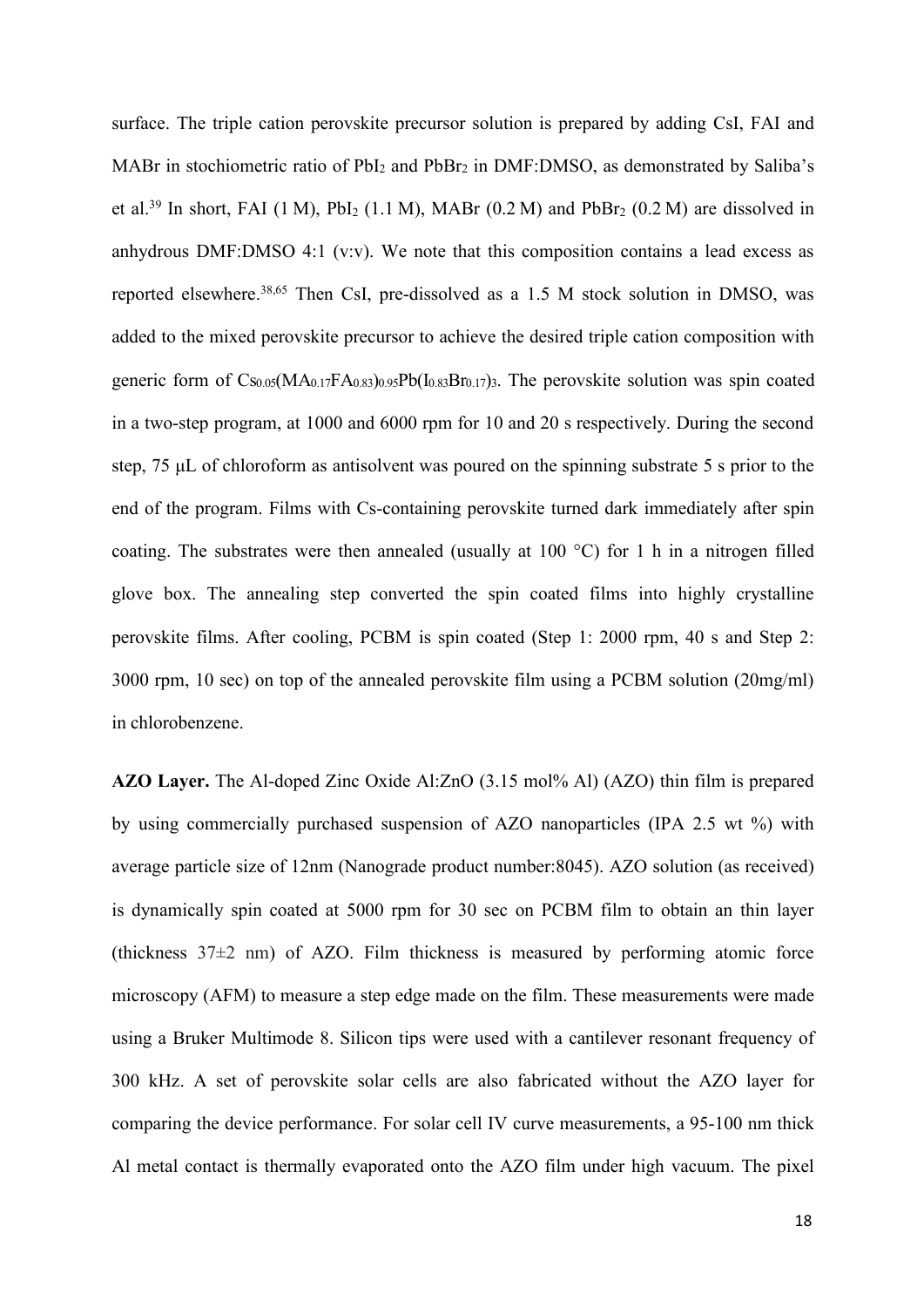surface. The triple cation perovskite precursor solution is prepared by adding CsI, FAI and MABr in stochiometric ratio of $PbI_2$ and $PbBr_2$ in DMF:DMSO, as demonstrated by Saliba's et al.[39] In short, FAI (1 M), $PbI_2$ (1.1 M), MABr (0.2 M) and $PbBr_2$ (0.2 M) are dissolved in anhydrous DMF:DMSO 4:1 (v:v). We note that this composition contains a lead excess as reported elsewhere.[38,65] Then CsI, pre-dissolved as a 1.5 M stock solution in DMSO, was added to the mixed perovskite precursor to achieve the desired triple cation composition with generic form of $Cs_{0.05}(MA_{0.17}FA_{0.83})_{0.95}Pb(I_{0.83}Br_{0.17})_3$. The perovskite solution was spin coated in a two-step program, at 1000 and 6000 rpm for 10 and 20 s respectively. During the second step, 75 μL of chloroform as antisolvent was poured on the spinning substrate 5 s prior to the end of the program. Films with Cs-containing perovskite turned dark immediately after spin coating. The substrates were then annealed (usually at 100 °C) for 1 h in a nitrogen filled glove box. The annealing step converted the spin coated films into highly crystalline perovskite films. After cooling, PCBM is spin coated (Step 1: 2000 rpm, 40 s and Step 2: 3000 rpm, 10 sec) on top of the annealed perovskite film using a PCBM solution (20mg/ml) in chlorobenzene.

**AZO Layer.** The Al-doped Zinc Oxide Al:ZnO (3.15 mol% Al) (AZO) thin film is prepared by using commercially purchased suspension of AZO nanoparticles (IPA 2.5 wt %) with average particle size of 12nm (Nanograde product number:8045). AZO solution (as received) is dynamically spin coated at 5000 rpm for 30 sec on PCBM film to obtain an thin layer (thickness 37±2 nm) of AZO. Film thickness is measured by performing atomic force microscopy (AFM) to measure a step edge made on the film. These measurements were made using a Bruker Multimode 8. Silicon tips were used with a cantilever resonant frequency of 300 kHz. A set of perovskite solar cells are also fabricated without the AZO layer for comparing the device performance. For solar cell IV curve measurements, a 95-100 nm thick Al metal contact is thermally evaporated onto the AZO film under high vacuum. The pixel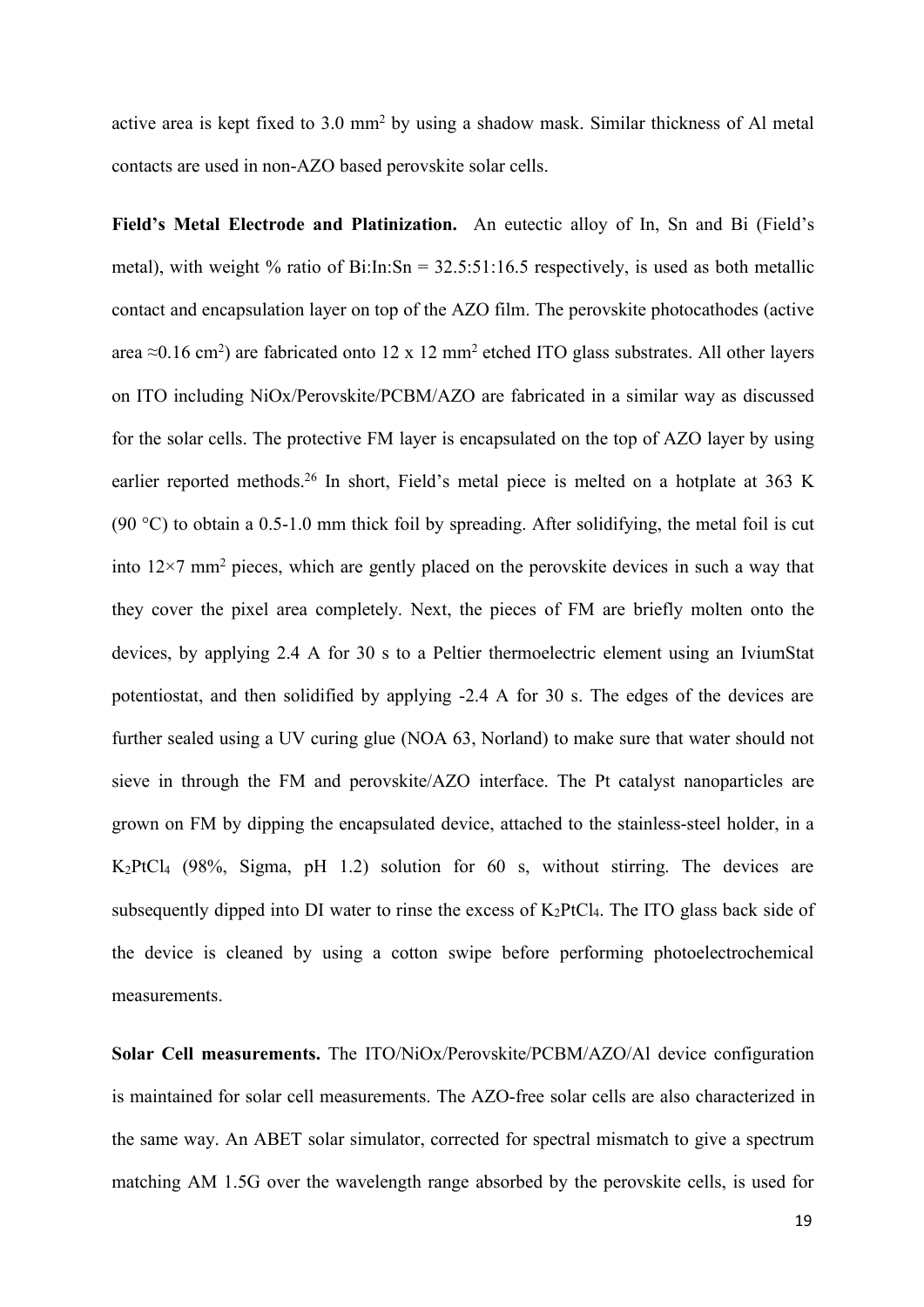active area is kept fixed to 3.0 mm$^2$ by using a shadow mask. Similar thickness of Al metal contacts are used in non-AZO based perovskite solar cells.

**Field's Metal Electrode and Platinization.** An eutectic alloy of In, Sn and Bi (Field's metal), with weight % ratio of Bi:In:Sn = 32.5:51:16.5 respectively, is used as both metallic contact and encapsulation layer on top of the AZO film. The perovskite photocathodes (active area ≈0.16 cm$^2$) are fabricated onto 12 x 12 mm$^2$ etched ITO glass substrates. All other layers on ITO including NiOx/Perovskite/PCBM/AZO are fabricated in a similar way as discussed for the solar cells. The protective FM layer is encapsulated on the top of AZO layer by using earlier reported methods.[26] In short, Field's metal piece is melted on a hotplate at 363 K (90 °C) to obtain a 0.5-1.0 mm thick foil by spreading. After solidifying, the metal foil is cut into 12×7 mm$^2$ pieces, which are gently placed on the perovskite devices in such a way that they cover the pixel area completely. Next, the pieces of FM are briefly molten onto the devices, by applying 2.4 A for 30 s to a Peltier thermoelectric element using an IviumStat potentiostat, and then solidified by applying -2.4 A for 30 s. The edges of the devices are further sealed using a UV curing glue (NOA 63, Norland) to make sure that water should not sieve in through the FM and perovskite/AZO interface. The Pt catalyst nanoparticles are grown on FM by dipping the encapsulated device, attached to the stainless-steel holder, in a $K_2PtCl_4$ (98%, Sigma, pH 1.2) solution for 60 s, without stirring. The devices are subsequently dipped into DI water to rinse the excess of $K_2PtCl_4$. The ITO glass back side of the device is cleaned by using a cotton swipe before performing photoelectrochemical measurements.

**Solar Cell measurements.** The ITO/NiOx/Perovskite/PCBM/AZO/Al device configuration is maintained for solar cell measurements. The AZO-free solar cells are also characterized in the same way. An ABET solar simulator, corrected for spectral mismatch to give a spectrum matching AM 1.5G over the wavelength range absorbed by the perovskite cells, is used for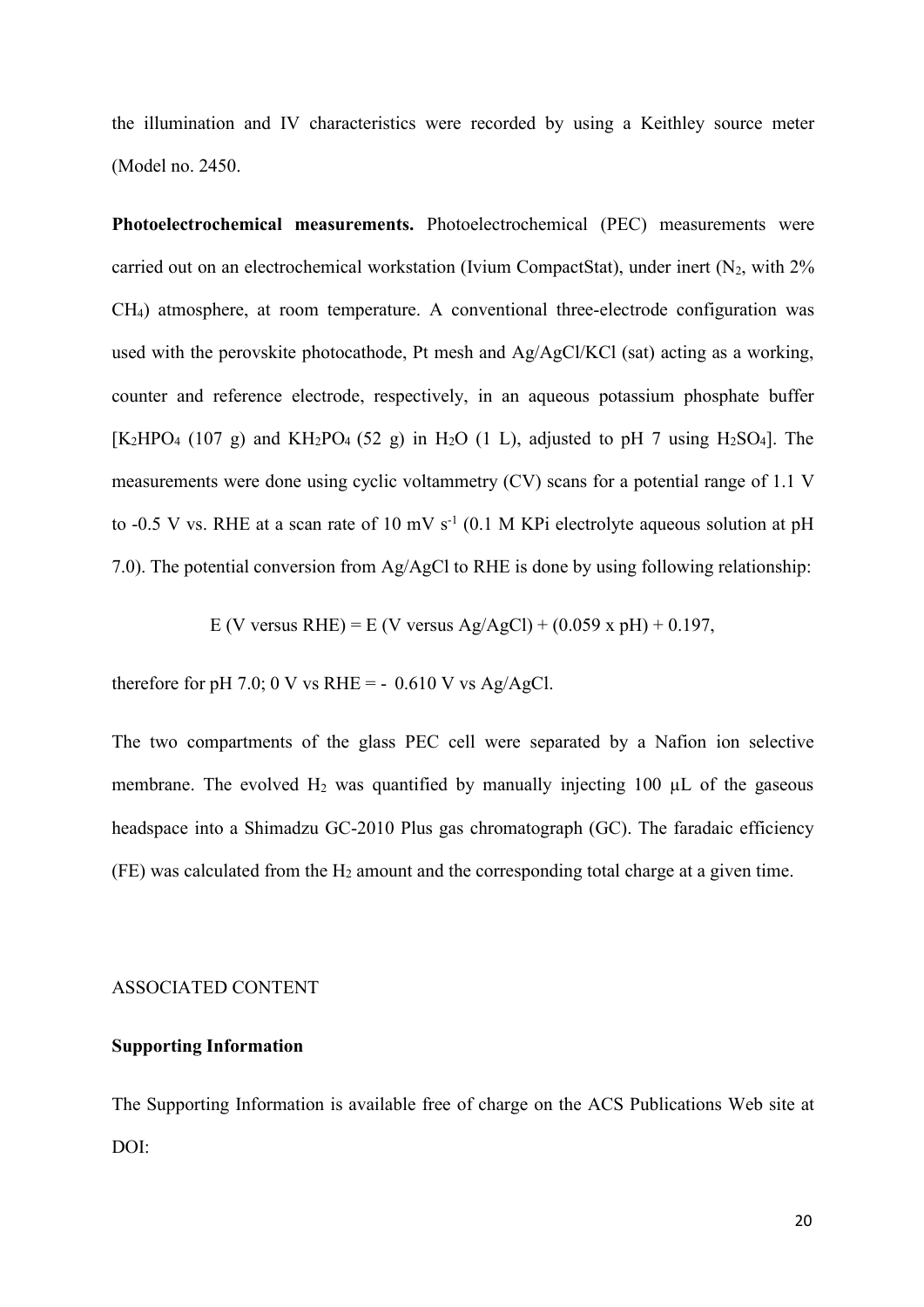the illumination and IV characteristics were recorded by using a Keithley source meter (Model no. 2450.

**Photoelectrochemical measurements.** Photoelectrochemical (PEC) measurements were carried out on an electrochemical workstation (Ivium CompactStat), under inert ($N_2$, with 2% $CH_4$) atmosphere, at room temperature. A conventional three-electrode configuration was used with the perovskite photocathode, Pt mesh and Ag/AgCl/KCl (sat) acting as a working, counter and reference electrode, respectively, in an aqueous potassium phosphate buffer [$K_2HPO_4$ (107 g) and $KH_2PO_4$ (52 g) in $H_2O$ (1 L), adjusted to pH 7 using $H_2SO_4$]. The measurements were done using cyclic voltammetry (CV) scans for a potential range of 1.1 V to -0.5 V vs. RHE at a scan rate of 10 mV $s^{-1}$ (0.1 M KPi electrolyte aqueous solution at pH 7.0). The potential conversion from Ag/AgCl to RHE is done by using following relationship:

$$E \text{ (V versus RHE)} = E \text{ (V versus Ag/AgCl)} + (0.059 \times \text{pH}) + 0.197,$$

therefore for pH 7.0; 0 V vs RHE = - 0.610 V vs Ag/AgCl.

The two compartments of the glass PEC cell were separated by a Nafion ion selective membrane. The evolved $H_2$ was quantified by manually injecting 100 µL of the gaseous headspace into a Shimadzu GC-2010 Plus gas chromatograph (GC). The faradaic efficiency (FE) was calculated from the $H_2$ amount and the corresponding total charge at a given time.

ASSOCIATED CONTENT

**Supporting Information**

The Supporting Information is available free of charge on the ACS Publications Web site at DOI: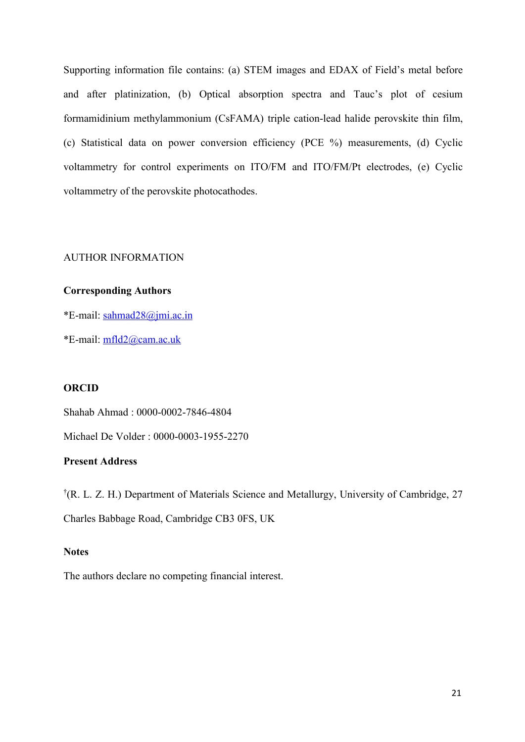Supporting information file contains: (a) STEM images and EDAX of Field's metal before and after platinization, (b) Optical absorption spectra and Tauc's plot of cesium formamidinium methylammonium (CsFAMA) triple cation-lead halide perovskite thin film, (c) Statistical data on power conversion efficiency (PCE %) measurements, (d) Cyclic voltammetry for control experiments on ITO/FM and ITO/FM/Pt electrodes, (e) Cyclic voltammetry of the perovskite photocathodes.

## AUTHOR INFORMATION

### Corresponding Authors

*E-mail: sahmad28@jmi.ac.in

*E-mail: mfld2@cam.ac.uk

### ORCID

Shahab Ahmad : 0000-0002-7846-4804

Michael De Volder : 0000-0003-1955-2270

### Present Address

†(R. L. Z. H.) Department of Materials Science and Metallurgy, University of Cambridge, 27 Charles Babbage Road, Cambridge CB3 0FS, UK

### Notes

The authors declare no competing financial interest.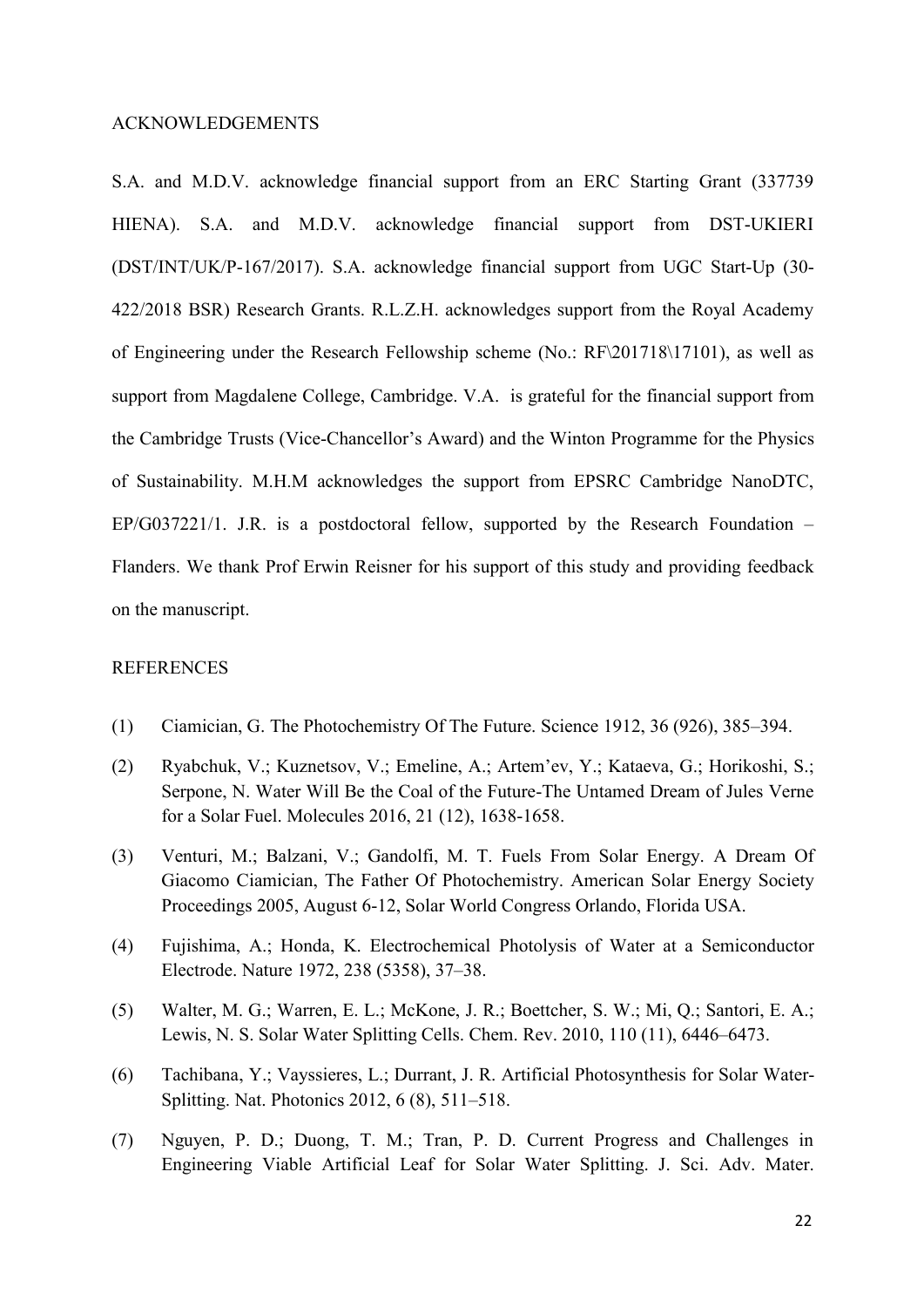## ACKNOWLEDGEMENTS

S.A. and M.D.V. acknowledge financial support from an ERC Starting Grant (337739 HIENA). S.A. and M.D.V. acknowledge financial support from DST-UKIERI (DST/INT/UK/P-167/2017). S.A. acknowledge financial support from UGC Start-Up (30-422/2018 BSR) Research Grants. R.L.Z.H. acknowledges support from the Royal Academy of Engineering under the Research Fellowship scheme (No.: RF\201718\17101), as well as support from Magdalene College, Cambridge. V.A. is grateful for the financial support from the Cambridge Trusts (Vice-Chancellor's Award) and the Winton Programme for the Physics of Sustainability. M.H.M acknowledges the support from EPSRC Cambridge NanoDTC, EP/G037221/1. J.R. is a postdoctoral fellow, supported by the Research Foundation – Flanders. We thank Prof Erwin Reisner for his support of this study and providing feedback on the manuscript.

## REFERENCES

(1) Ciamician, G. The Photochemistry Of The Future. Science 1912, 36 (926), 385–394.

(2) Ryabchuk, V.; Kuznetsov, V.; Emeline, A.; Artem'ev, Y.; Kataeva, G.; Horikoshi, S.; Serpone, N. Water Will Be the Coal of the Future-The Untamed Dream of Jules Verne for a Solar Fuel. Molecules 2016, 21 (12), 1638-1658.

(3) Venturi, M.; Balzani, V.; Gandolfi, M. T. Fuels From Solar Energy. A Dream Of Giacomo Ciamician, The Father Of Photochemistry. American Solar Energy Society Proceedings 2005, August 6-12, Solar World Congress Orlando, Florida USA.

(4) Fujishima, A.; Honda, K. Electrochemical Photolysis of Water at a Semiconductor Electrode. Nature 1972, 238 (5358), 37–38.

(5) Walter, M. G.; Warren, E. L.; McKone, J. R.; Boettcher, S. W.; Mi, Q.; Santori, E. A.; Lewis, N. S. Solar Water Splitting Cells. Chem. Rev. 2010, 110 (11), 6446–6473.

(6) Tachibana, Y.; Vayssieres, L.; Durrant, J. R. Artificial Photosynthesis for Solar Water-Splitting. Nat. Photonics 2012, 6 (8), 511–518.

(7) Nguyen, P. D.; Duong, T. M.; Tran, P. D. Current Progress and Challenges in Engineering Viable Artificial Leaf for Solar Water Splitting. J. Sci. Adv. Mater.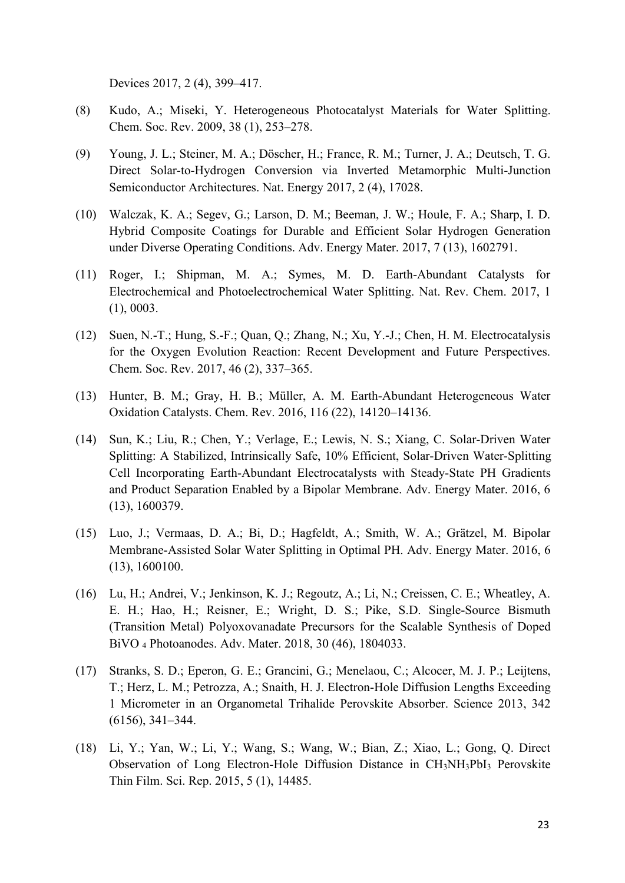Devices 2017, 2 (4), 399–417.

(8) Kudo, A.; Miseki, Y. Heterogeneous Photocatalyst Materials for Water Splitting. Chem. Soc. Rev. 2009, 38 (1), 253–278.

(9) Young, J. L.; Steiner, M. A.; Döscher, H.; France, R. M.; Turner, J. A.; Deutsch, T. G. Direct Solar-to-Hydrogen Conversion via Inverted Metamorphic Multi-Junction Semiconductor Architectures. Nat. Energy 2017, 2 (4), 17028.

(10) Walczak, K. A.; Segev, G.; Larson, D. M.; Beeman, J. W.; Houle, F. A.; Sharp, I. D. Hybrid Composite Coatings for Durable and Efficient Solar Hydrogen Generation under Diverse Operating Conditions. Adv. Energy Mater. 2017, 7 (13), 1602791.

(11) Roger, I.; Shipman, M. A.; Symes, M. D. Earth-Abundant Catalysts for Electrochemical and Photoelectrochemical Water Splitting. Nat. Rev. Chem. 2017, 1 (1), 0003.

(12) Suen, N.-T.; Hung, S.-F.; Quan, Q.; Zhang, N.; Xu, Y.-J.; Chen, H. M. Electrocatalysis for the Oxygen Evolution Reaction: Recent Development and Future Perspectives. Chem. Soc. Rev. 2017, 46 (2), 337–365.

(13) Hunter, B. M.; Gray, H. B.; Müller, A. M. Earth-Abundant Heterogeneous Water Oxidation Catalysts. Chem. Rev. 2016, 116 (22), 14120–14136.

(14) Sun, K.; Liu, R.; Chen, Y.; Verlage, E.; Lewis, N. S.; Xiang, C. Solar-Driven Water Splitting: A Stabilized, Intrinsically Safe, 10% Efficient, Solar-Driven Water-Splitting Cell Incorporating Earth-Abundant Electrocatalysts with Steady-State PH Gradients and Product Separation Enabled by a Bipolar Membrane. Adv. Energy Mater. 2016, 6 (13), 1600379.

(15) Luo, J.; Vermaas, D. A.; Bi, D.; Hagfeldt, A.; Smith, W. A.; Grätzel, M. Bipolar Membrane-Assisted Solar Water Splitting in Optimal PH. Adv. Energy Mater. 2016, 6 (13), 1600100.

(16) Lu, H.; Andrei, V.; Jenkinson, K. J.; Regoutz, A.; Li, N.; Creissen, C. E.; Wheatley, A. E. H.; Hao, H.; Reisner, E.; Wright, D. S.; Pike, S.D. Single-Source Bismuth (Transition Metal) Polyoxovanadate Precursors for the Scalable Synthesis of Doped $BiVO_4$ Photoanodes. Adv. Mater. 2018, 30 (46), 1804033.

(17) Stranks, S. D.; Eperon, G. E.; Grancini, G.; Menelaou, C.; Alcocer, M. J. P.; Leijtens, T.; Herz, L. M.; Petrozza, A.; Snaith, H. J. Electron-Hole Diffusion Lengths Exceeding 1 Micrometer in an Organometal Trihalide Perovskite Absorber. Science 2013, 342 (6156), 341–344.

(18) Li, Y.; Yan, W.; Li, Y.; Wang, S.; Wang, W.; Bian, Z.; Xiao, L.; Gong, Q. Direct Observation of Long Electron-Hole Diffusion Distance in $CH_3NH_3PbI_3$ Perovskite Thin Film. Sci. Rep. 2015, 5 (1), 14485.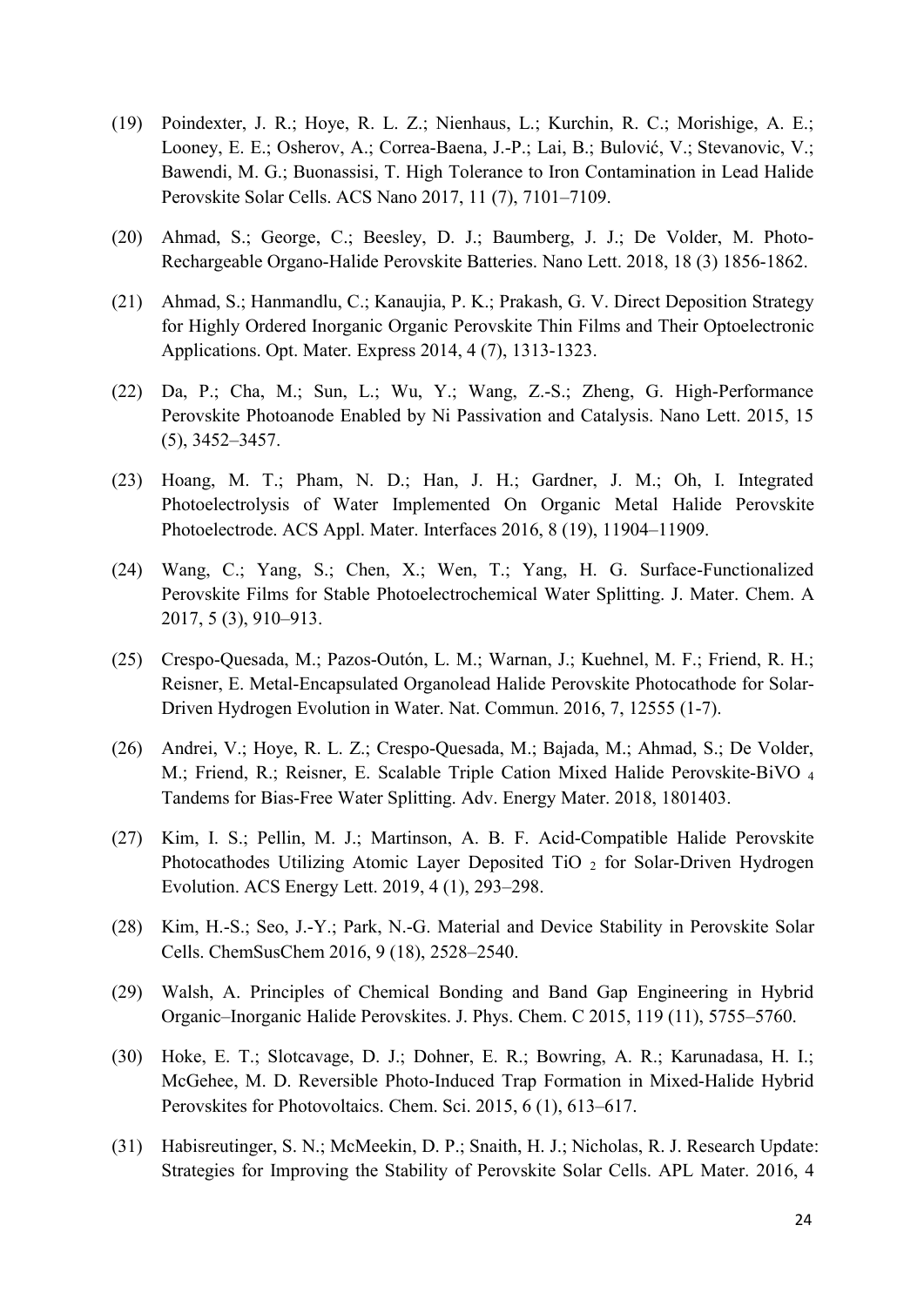(19) Poindexter, J. R.; Hoye, R. L. Z.; Nienhaus, L.; Kurchin, R. C.; Morishige, A. E.; Looney, E. E.; Osherov, A.; Correa-Baena, J.-P.; Lai, B.; Bulović, V.; Stevanovic, V.; Bawendi, M. G.; Buonassisi, T. High Tolerance to Iron Contamination in Lead Halide Perovskite Solar Cells. ACS Nano 2017, 11 (7), 7101–7109.

(20) Ahmad, S.; George, C.; Beesley, D. J.; Baumberg, J. J.; De Volder, M. Photo-Rechargeable Organo-Halide Perovskite Batteries. Nano Lett. 2018, 18 (3) 1856-1862.

(21) Ahmad, S.; Hanmandlu, C.; Kanaujia, P. K.; Prakash, G. V. Direct Deposition Strategy for Highly Ordered Inorganic Organic Perovskite Thin Films and Their Optoelectronic Applications. Opt. Mater. Express 2014, 4 (7), 1313-1323.

(22) Da, P.; Cha, M.; Sun, L.; Wu, Y.; Wang, Z.-S.; Zheng, G. High-Performance Perovskite Photoanode Enabled by Ni Passivation and Catalysis. Nano Lett. 2015, 15 (5), 3452–3457.

(23) Hoang, M. T.; Pham, N. D.; Han, J. H.; Gardner, J. M.; Oh, I. Integrated Photoelectrolysis of Water Implemented On Organic Metal Halide Perovskite Photoelectrode. ACS Appl. Mater. Interfaces 2016, 8 (19), 11904–11909.

(24) Wang, C.; Yang, S.; Chen, X.; Wen, T.; Yang, H. G. Surface-Functionalized Perovskite Films for Stable Photoelectrochemical Water Splitting. J. Mater. Chem. A 2017, 5 (3), 910–913.

(25) Crespo-Quesada, M.; Pazos-Outón, L. M.; Warnan, J.; Kuehnel, M. F.; Friend, R. H.; Reisner, E. Metal-Encapsulated Organolead Halide Perovskite Photocathode for Solar-Driven Hydrogen Evolution in Water. Nat. Commun. 2016, 7, 12555 (1-7).

(26) Andrei, V.; Hoye, R. L. Z.; Crespo-Quesada, M.; Bajada, M.; Ahmad, S.; De Volder, M.; Friend, R.; Reisner, E. Scalable Triple Cation Mixed Halide Perovskite-$BiVO_4$ Tandems for Bias-Free Water Splitting. Adv. Energy Mater. 2018, 1801403.

(27) Kim, I. S.; Pellin, M. J.; Martinson, A. B. F. Acid-Compatible Halide Perovskite Photocathodes Utilizing Atomic Layer Deposited $TiO_2$ for Solar-Driven Hydrogen Evolution. ACS Energy Lett. 2019, 4 (1), 293–298.

(28) Kim, H.-S.; Seo, J.-Y.; Park, N.-G. Material and Device Stability in Perovskite Solar Cells. ChemSusChem 2016, 9 (18), 2528–2540.

(29) Walsh, A. Principles of Chemical Bonding and Band Gap Engineering in Hybrid Organic–Inorganic Halide Perovskites. J. Phys. Chem. C 2015, 119 (11), 5755–5760.

(30) Hoke, E. T.; Slotcavage, D. J.; Dohner, E. R.; Bowring, A. R.; Karunadasa, H. I.; McGehee, M. D. Reversible Photo-Induced Trap Formation in Mixed-Halide Hybrid Perovskites for Photovoltaics. Chem. Sci. 2015, 6 (1), 613–617.

(31) Habisreutinger, S. N.; McMeekin, D. P.; Snaith, H. J.; Nicholas, R. J. Research Update: Strategies for Improving the Stability of Perovskite Solar Cells. APL Mater. 2016, 4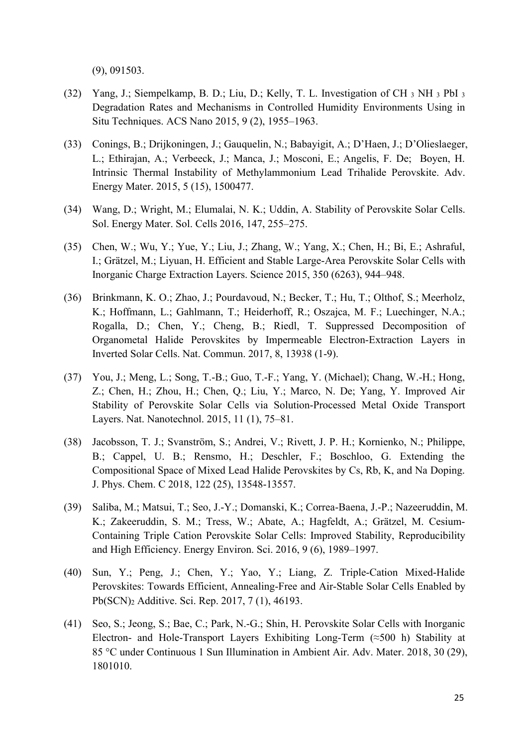(9), 091503.

(32) Yang, J.; Siempelkamp, B. D.; Liu, D.; Kelly, T. L. Investigation of $CH_3NH_3PbI_3$ Degradation Rates and Mechanisms in Controlled Humidity Environments Using in Situ Techniques. ACS Nano 2015, 9 (2), 1955–1963.

(33) Conings, B.; Drijkoningen, J.; Gauquelin, N.; Babayigit, A.; D'Haen, J.; D'Olieslaeger, L.; Ethirajan, A.; Verbeeck, J.; Manca, J.; Mosconi, E.; Angelis, F. De; Boyen, H. Intrinsic Thermal Instability of Methylammonium Lead Trihalide Perovskite. Adv. Energy Mater. 2015, 5 (15), 1500477.

(34) Wang, D.; Wright, M.; Elumalai, N. K.; Uddin, A. Stability of Perovskite Solar Cells. Sol. Energy Mater. Sol. Cells 2016, 147, 255–275.

(35) Chen, W.; Wu, Y.; Yue, Y.; Liu, J.; Zhang, W.; Yang, X.; Chen, H.; Bi, E.; Ashraful, I.; Grätzel, M.; Liyuan, H. Efficient and Stable Large-Area Perovskite Solar Cells with Inorganic Charge Extraction Layers. Science 2015, 350 (6263), 944–948.

(36) Brinkmann, K. O.; Zhao, J.; Pourdavoud, N.; Becker, T.; Hu, T.; Olthof, S.; Meerholz, K.; Hoffmann, L.; Gahlmann, T.; Heiderhoff, R.; Oszajca, M. F.; Luechinger, N.A.; Rogalla, D.; Chen, Y.; Cheng, B.; Riedl, T. Suppressed Decomposition of Organometal Halide Perovskites by Impermeable Electron-Extraction Layers in Inverted Solar Cells. Nat. Commun. 2017, 8, 13938 (1-9).

(37) You, J.; Meng, L.; Song, T.-B.; Guo, T.-F.; Yang, Y. (Michael); Chang, W.-H.; Hong, Z.; Chen, H.; Zhou, H.; Chen, Q.; Liu, Y.; Marco, N. De; Yang, Y. Improved Air Stability of Perovskite Solar Cells via Solution-Processed Metal Oxide Transport Layers. Nat. Nanotechnol. 2015, 11 (1), 75–81.

(38) Jacobsson, T. J.; Svanström, S.; Andrei, V.; Rivett, J. P. H.; Kornienko, N.; Philippe, B.; Cappel, U. B.; Rensmo, H.; Deschler, F.; Boschloo, G. Extending the Compositional Space of Mixed Lead Halide Perovskites by Cs, Rb, K, and Na Doping. J. Phys. Chem. C 2018, 122 (25), 13548-13557.

(39) Saliba, M.; Matsui, T.; Seo, J.-Y.; Domanski, K.; Correa-Baena, J.-P.; Nazeeruddin, M. K.; Zakeeruddin, S. M.; Tress, W.; Abate, A.; Hagfeldt, A.; Grätzel, M. Cesium-Containing Triple Cation Perovskite Solar Cells: Improved Stability, Reproducibility and High Efficiency. Energy Environ. Sci. 2016, 9 (6), 1989–1997.

(40) Sun, Y.; Peng, J.; Chen, Y.; Yao, Y.; Liang, Z. Triple-Cation Mixed-Halide Perovskites: Towards Efficient, Annealing-Free and Air-Stable Solar Cells Enabled by $Pb(SCN)_2$ Additive. Sci. Rep. 2017, 7 (1), 46193.

(41) Seo, S.; Jeong, S.; Bae, C.; Park, N.-G.; Shin, H. Perovskite Solar Cells with Inorganic Electron- and Hole-Transport Layers Exhibiting Long-Term (≈500 h) Stability at 85 °C under Continuous 1 Sun Illumination in Ambient Air. Adv. Mater. 2018, 30 (29), 1801010.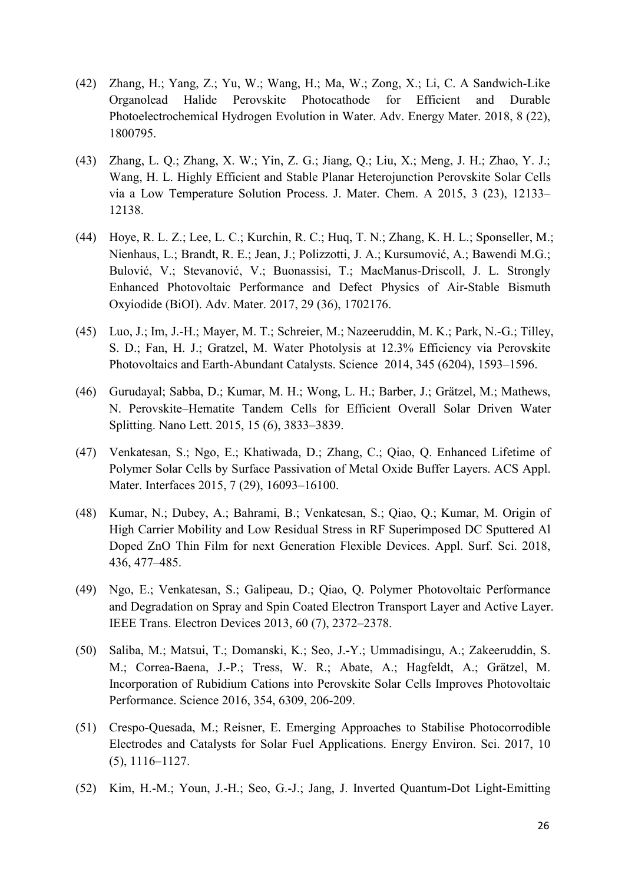(42) Zhang, H.; Yang, Z.; Yu, W.; Wang, H.; Ma, W.; Zong, X.; Li, C. A Sandwich-Like Organolead Halide Perovskite Photocathode for Efficient and Durable Photoelectrochemical Hydrogen Evolution in Water. Adv. Energy Mater. 2018, 8 (22), 1800795.

(43) Zhang, L. Q.; Zhang, X. W.; Yin, Z. G.; Jiang, Q.; Liu, X.; Meng, J. H.; Zhao, Y. J.; Wang, H. L. Highly Efficient and Stable Planar Heterojunction Perovskite Solar Cells via a Low Temperature Solution Process. J. Mater. Chem. A 2015, 3 (23), 12133–12138.

(44) Hoye, R. L. Z.; Lee, L. C.; Kurchin, R. C.; Huq, T. N.; Zhang, K. H. L.; Sponseller, M.; Nienhaus, L.; Brandt, R. E.; Jean, J.; Polizzotti, J. A.; Kursumović, A.; Bawendi M.G.; Bulović, V.; Stevanović, V.; Buonassisi, T.; MacManus-Driscoll, J. L. Strongly Enhanced Photovoltaic Performance and Defect Physics of Air-Stable Bismuth Oxyiodide (BiOI). Adv. Mater. 2017, 29 (36), 1702176.

(45) Luo, J.; Im, J.-H.; Mayer, M. T.; Schreier, M.; Nazeeruddin, M. K.; Park, N.-G.; Tilley, S. D.; Fan, H. J.; Gratzel, M. Water Photolysis at 12.3% Efficiency via Perovskite Photovoltaics and Earth-Abundant Catalysts. Science 2014, 345 (6204), 1593–1596.

(46) Gurudayal; Sabba, D.; Kumar, M. H.; Wong, L. H.; Barber, J.; Grätzel, M.; Mathews, N. Perovskite–Hematite Tandem Cells for Efficient Overall Solar Driven Water Splitting. Nano Lett. 2015, 15 (6), 3833–3839.

(47) Venkatesan, S.; Ngo, E.; Khatiwada, D.; Zhang, C.; Qiao, Q. Enhanced Lifetime of Polymer Solar Cells by Surface Passivation of Metal Oxide Buffer Layers. ACS Appl. Mater. Interfaces 2015, 7 (29), 16093–16100.

(48) Kumar, N.; Dubey, A.; Bahrami, B.; Venkatesan, S.; Qiao, Q.; Kumar, M. Origin of High Carrier Mobility and Low Residual Stress in RF Superimposed DC Sputtered Al Doped ZnO Thin Film for next Generation Flexible Devices. Appl. Surf. Sci. 2018, 436, 477–485.

(49) Ngo, E.; Venkatesan, S.; Galipeau, D.; Qiao, Q. Polymer Photovoltaic Performance and Degradation on Spray and Spin Coated Electron Transport Layer and Active Layer. IEEE Trans. Electron Devices 2013, 60 (7), 2372–2378.

(50) Saliba, M.; Matsui, T.; Domanski, K.; Seo, J.-Y.; Ummadisingu, A.; Zakeeruddin, S. M.; Correa-Baena, J.-P.; Tress, W. R.; Abate, A.; Hagfeldt, A.; Grätzel, M. Incorporation of Rubidium Cations into Perovskite Solar Cells Improves Photovoltaic Performance. Science 2016, 354, 6309, 206-209.

(51) Crespo-Quesada, M.; Reisner, E. Emerging Approaches to Stabilise Photocorrodible Electrodes and Catalysts for Solar Fuel Applications. Energy Environ. Sci. 2017, 10 (5), 1116–1127.

(52) Kim, H.-M.; Youn, J.-H.; Seo, G.-J.; Jang, J. Inverted Quantum-Dot Light-Emitting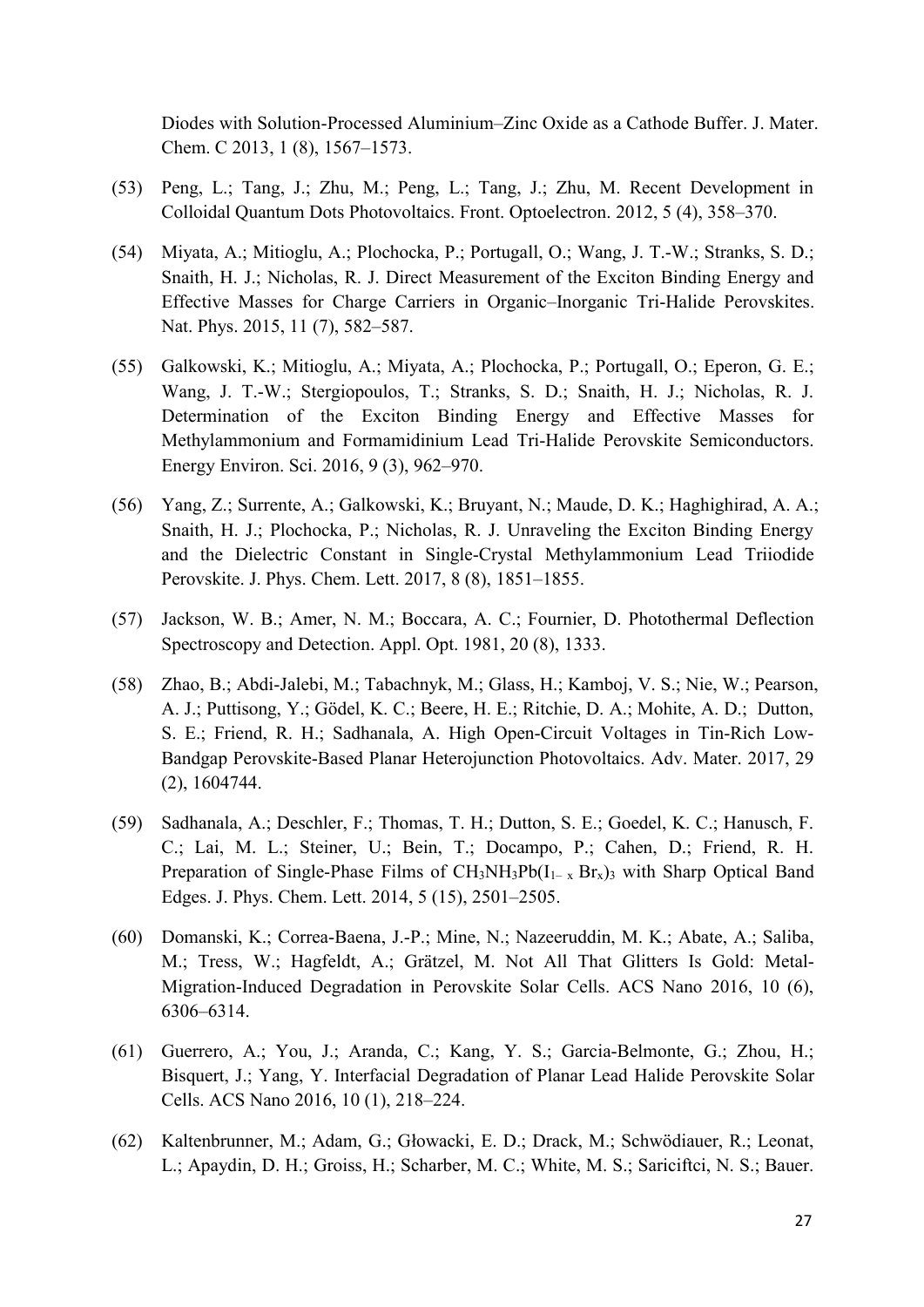Diodes with Solution-Processed Aluminium–Zinc Oxide as a Cathode Buffer. J. Mater. Chem. C 2013, 1 (8), 1567–1573.

(53) Peng, L.; Tang, J.; Zhu, M.; Peng, L.; Tang, J.; Zhu, M. Recent Development in Colloidal Quantum Dots Photovoltaics. Front. Optoelectron. 2012, 5 (4), 358–370.

(54) Miyata, A.; Mitioglu, A.; Plochocka, P.; Portugall, O.; Wang, J. T.-W.; Stranks, S. D.; Snaith, H. J.; Nicholas, R. J. Direct Measurement of the Exciton Binding Energy and Effective Masses for Charge Carriers in Organic–Inorganic Tri-Halide Perovskites. Nat. Phys. 2015, 11 (7), 582–587.

(55) Galkowski, K.; Mitioglu, A.; Miyata, A.; Plochocka, P.; Portugall, O.; Eperon, G. E.; Wang, J. T.-W.; Stergiopoulos, T.; Stranks, S. D.; Snaith, H. J.; Nicholas, R. J. Determination of the Exciton Binding Energy and Effective Masses for Methylammonium and Formamidinium Lead Tri-Halide Perovskite Semiconductors. Energy Environ. Sci. 2016, 9 (3), 962–970.

(56) Yang, Z.; Surrente, A.; Galkowski, K.; Bruyant, N.; Maude, D. K.; Haghighirad, A. A.; Snaith, H. J.; Plochocka, P.; Nicholas, R. J. Unraveling the Exciton Binding Energy and the Dielectric Constant in Single-Crystal Methylammonium Lead Triiodide Perovskite. J. Phys. Chem. Lett. 2017, 8 (8), 1851–1855.

(57) Jackson, W. B.; Amer, N. M.; Boccara, A. C.; Fournier, D. Photothermal Deflection Spectroscopy and Detection. Appl. Opt. 1981, 20 (8), 1333.

(58) Zhao, B.; Abdi-Jalebi, M.; Tabachnyk, M.; Glass, H.; Kamboj, V. S.; Nie, W.; Pearson, A. J.; Puttisong, Y.; Gödel, K. C.; Beere, H. E.; Ritchie, D. A.; Mohite, A. D.; Dutton, S. E.; Friend, R. H.; Sadhanala, A. High Open-Circuit Voltages in Tin-Rich Low-Bandgap Perovskite-Based Planar Heterojunction Photovoltaics. Adv. Mater. 2017, 29 (2), 1604744.

(59) Sadhanala, A.; Deschler, F.; Thomas, T. H.; Dutton, S. E.; Goedel, K. C.; Hanusch, F. C.; Lai, M. L.; Steiner, U.; Bein, T.; Docampo, P.; Cahen, D.; Friend, R. H. Preparation of Single-Phase Films of $CH_3NH_3Pb(I_{1-x}Br_x)_3$ with Sharp Optical Band Edges. J. Phys. Chem. Lett. 2014, 5 (15), 2501–2505.

(60) Domanski, K.; Correa-Baena, J.-P.; Mine, N.; Nazeeruddin, M. K.; Abate, A.; Saliba, M.; Tress, W.; Hagfeldt, A.; Grätzel, M. Not All That Glitters Is Gold: Metal-Migration-Induced Degradation in Perovskite Solar Cells. ACS Nano 2016, 10 (6), 6306–6314.

(61) Guerrero, A.; You, J.; Aranda, C.; Kang, Y. S.; Garcia-Belmonte, G.; Zhou, H.; Bisquert, J.; Yang, Y. Interfacial Degradation of Planar Lead Halide Perovskite Solar Cells. ACS Nano 2016, 10 (1), 218–224.

(62) Kaltenbrunner, M.; Adam, G.; Głowacki, E. D.; Drack, M.; Schwödiauer, R.; Leonat, L.; Apaydin, D. H.; Groiss, H.; Scharber, M. C.; White, M. S.; Sariciftci, N. S.; Bauer.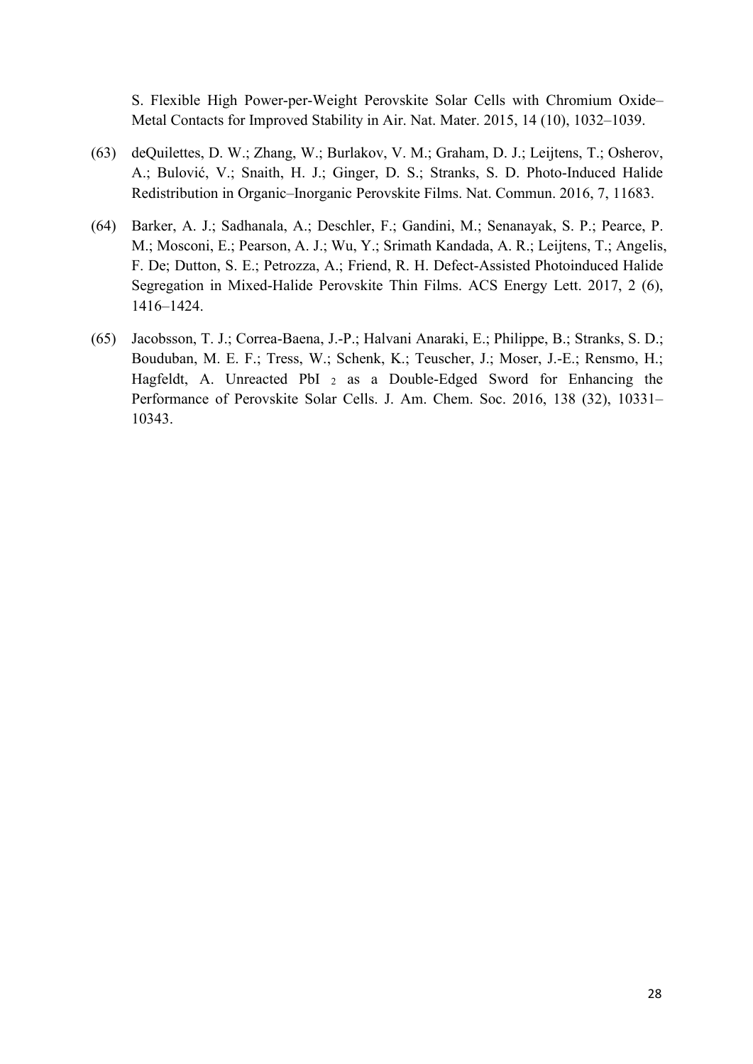S. Flexible High Power-per-Weight Perovskite Solar Cells with Chromium Oxide–Metal Contacts for Improved Stability in Air. Nat. Mater. 2015, 14 (10), 1032–1039.

(63) deQuilettes, D. W.; Zhang, W.; Burlakov, V. M.; Graham, D. J.; Leijtens, T.; Osherov, A.; Bulović, V.; Snaith, H. J.; Ginger, D. S.; Stranks, S. D. Photo-Induced Halide Redistribution in Organic–Inorganic Perovskite Films. Nat. Commun. 2016, 7, 11683.

(64) Barker, A. J.; Sadhanala, A.; Deschler, F.; Gandini, M.; Senanayak, S. P.; Pearce, P. M.; Mosconi, E.; Pearson, A. J.; Wu, Y.; Srimath Kandada, A. R.; Leijtens, T.; Angelis, F. De; Dutton, S. E.; Petrozza, A.; Friend, R. H. Defect-Assisted Photoinduced Halide Segregation in Mixed-Halide Perovskite Thin Films. ACS Energy Lett. 2017, 2 (6), 1416–1424.

(65) Jacobsson, T. J.; Correa-Baena, J.-P.; Halvani Anaraki, E.; Philippe, B.; Stranks, S. D.; Bouduban, M. E. F.; Tress, W.; Schenk, K.; Teuscher, J.; Moser, J.-E.; Rensmo, H.; Hagfeldt, A. Unreacted $PbI_2$ as a Double-Edged Sword for Enhancing the Performance of Perovskite Solar Cells. J. Am. Chem. Soc. 2016, 138 (32), 10331–10343.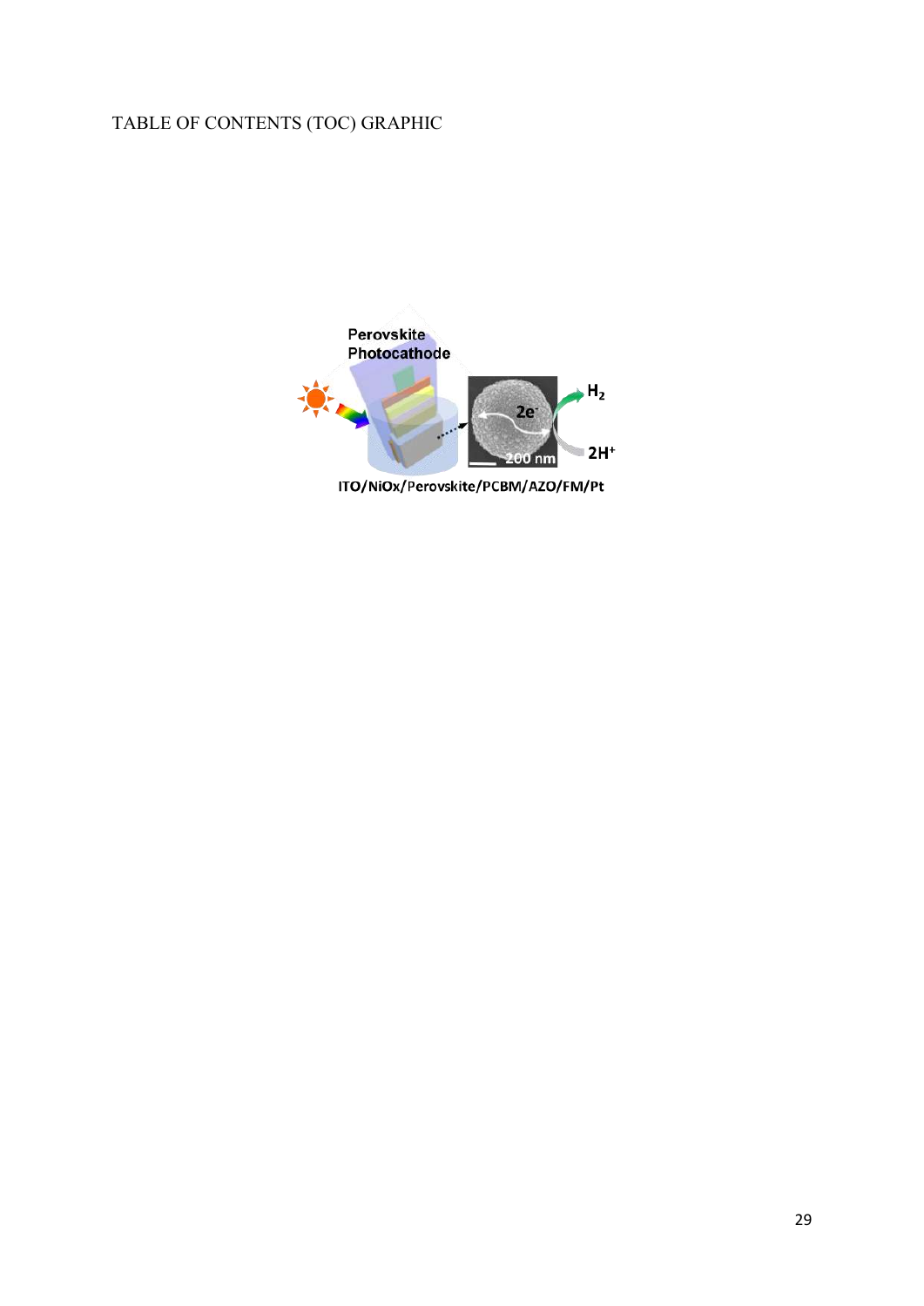TABLE OF CONTENTS (TOC) GRAPHIC

Perovskite Photocathode

2e⁻

200 nm

H2

2H+

ITO/NiOx/Perovskite/PCBM/AZO/FM/Pt